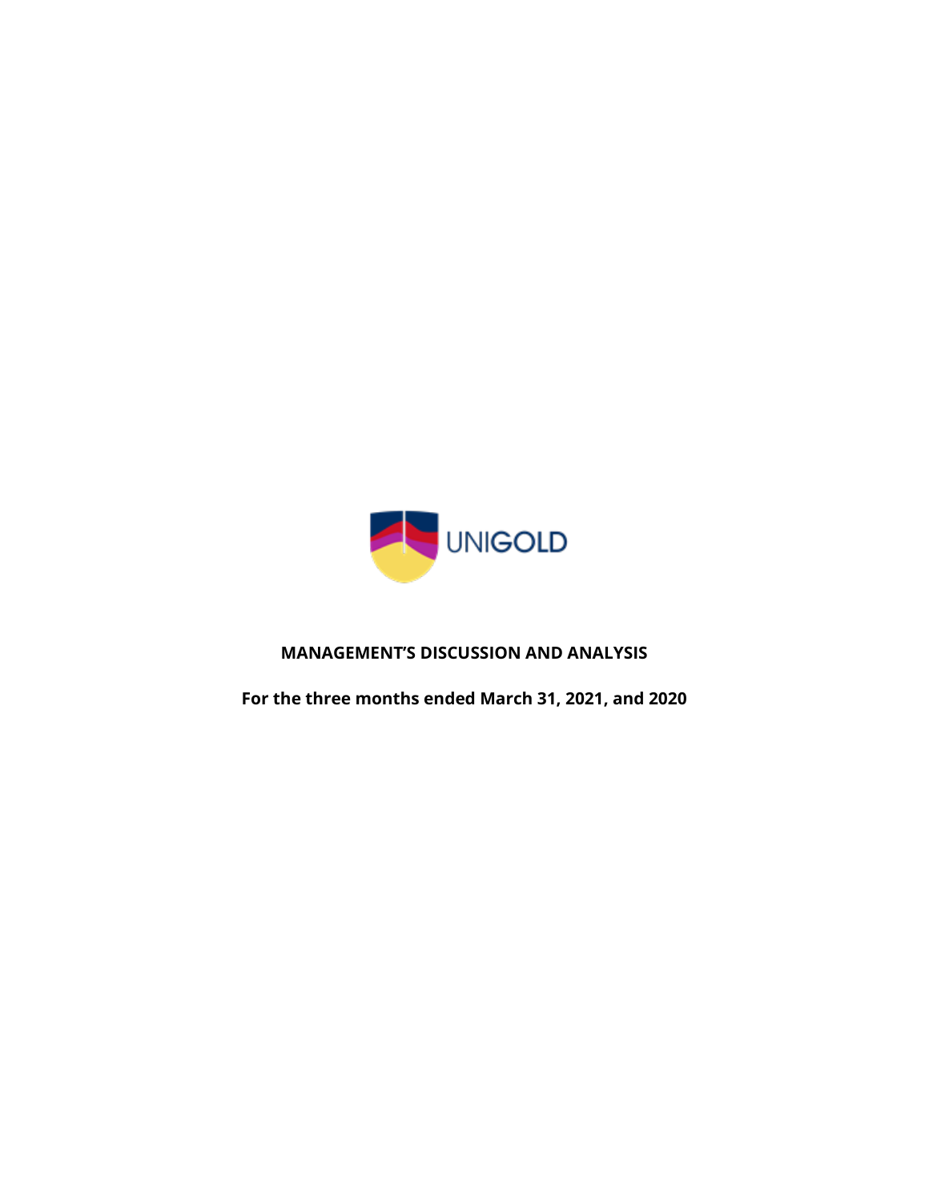UNIGOLD

# MANAGEMENT'S DISCUSSION AND ANALYSIS

## For the three months ended March 31, 2021, and 2020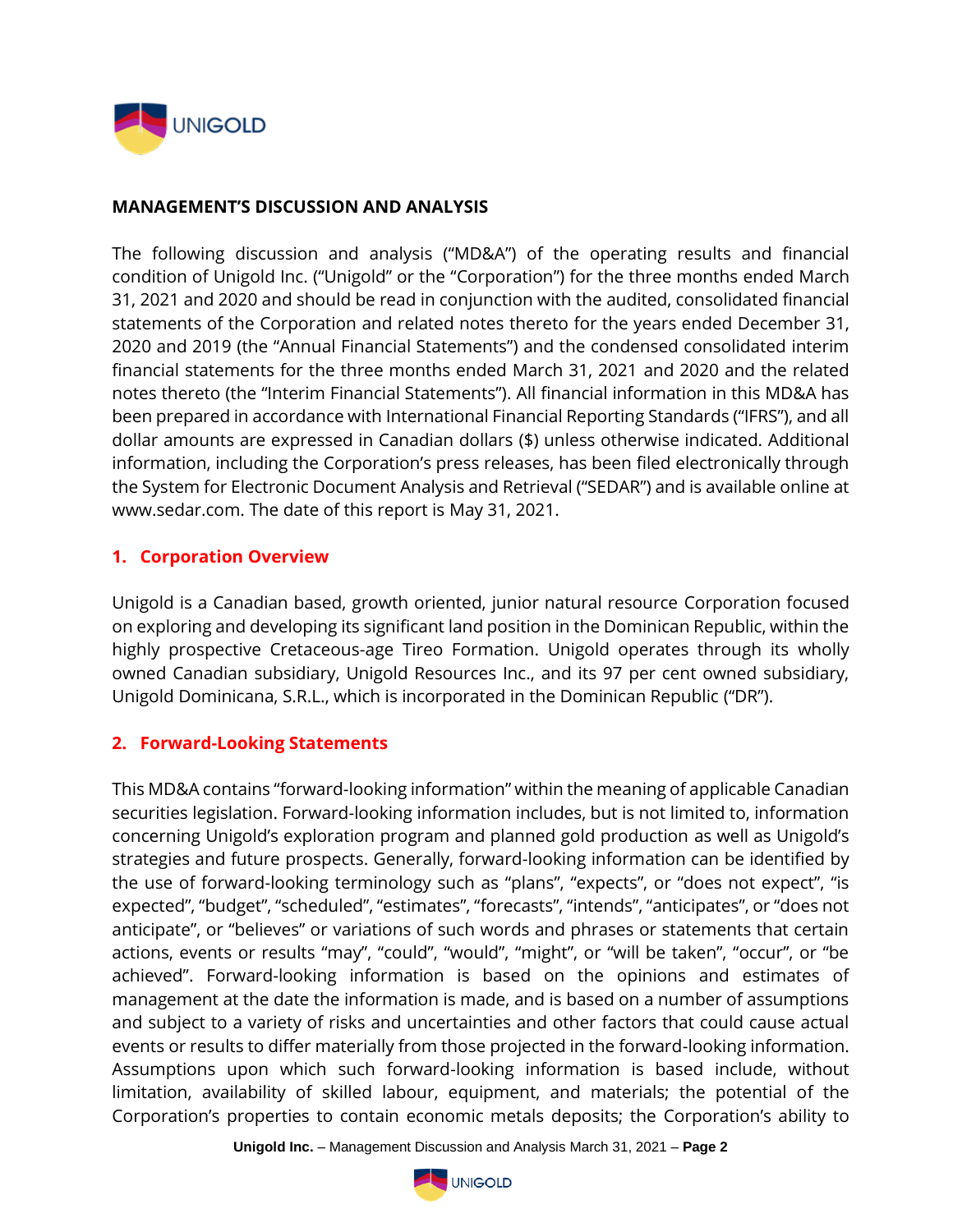## MANAGEMENT'S DISCUSSION AND ANALYSIS

The following discussion and analysis ("MD&A") of the operating results and financial condition of Unigold Inc. ("Unigold" or the "Corporation") for the three months ended March 31, 2021 and 2020 and should be read in conjunction with the audited, consolidated financial statements of the Corporation and related notes thereto for the years ended December 31, 2020 and 2019 (the "Annual Financial Statements") and the condensed consolidated interim financial statements for the three months ended March 31, 2021 and 2020 and the related notes thereto (the "Interim Financial Statements"). All financial information in this MD&A has been prepared in accordance with International Financial Reporting Standards ("IFRS"), and all dollar amounts are expressed in Canadian dollars ($) unless otherwise indicated. Additional information, including the Corporation's press releases, has been filed electronically through the System for Electronic Document Analysis and Retrieval ("SEDAR") and is available online at www.sedar.com. The date of this report is May 31, 2021.

### 1. Corporation Overview

Unigold is a Canadian based, growth oriented, junior natural resource Corporation focused on exploring and developing its significant land position in the Dominican Republic, within the highly prospective Cretaceous-age Tireo Formation. Unigold operates through its wholly owned Canadian subsidiary, Unigold Resources Inc., and its 97 per cent owned subsidiary, Unigold Dominicana, S.R.L., which is incorporated in the Dominican Republic ("DR").

### 2. Forward-Looking Statements

This MD&A contains "forward-looking information" within the meaning of applicable Canadian securities legislation. Forward-looking information includes, but is not limited to, information concerning Unigold's exploration program and planned gold production as well as Unigold's strategies and future prospects. Generally, forward-looking information can be identified by the use of forward-looking terminology such as "plans", "expects", or "does not expect", "is expected", "budget", "scheduled", "estimates", "forecasts", "intends", "anticipates", or "does not anticipate", or "believes" or variations of such words and phrases or statements that certain actions, events or results "may", "could", "would", "might", or "will be taken", "occur", or "be achieved". Forward-looking information is based on the opinions and estimates of management at the date the information is made, and is based on a number of assumptions and subject to a variety of risks and uncertainties and other factors that could cause actual events or results to differ materially from those projected in the forward-looking information. Assumptions upon which such forward-looking information is based include, without limitation, availability of skilled labour, equipment, and materials; the potential of the Corporation's properties to contain economic metals deposits; the Corporation's ability to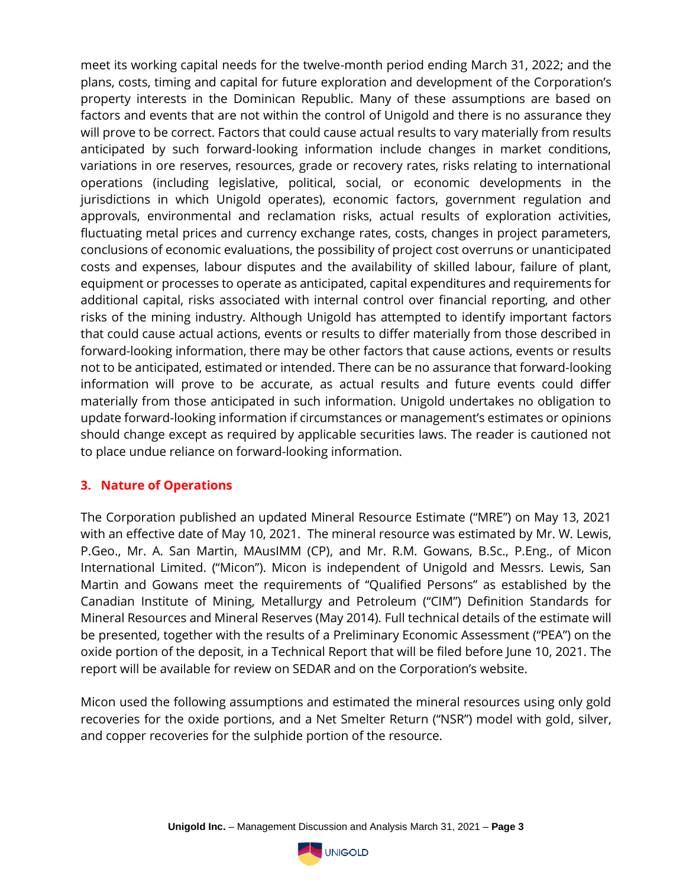meet its working capital needs for the twelve-month period ending March 31, 2022; and the plans, costs, timing and capital for future exploration and development of the Corporation's property interests in the Dominican Republic. Many of these assumptions are based on factors and events that are not within the control of Unigold and there is no assurance they will prove to be correct. Factors that could cause actual results to vary materially from results anticipated by such forward-looking information include changes in market conditions, variations in ore reserves, resources, grade or recovery rates, risks relating to international operations (including legislative, political, social, or economic developments in the jurisdictions in which Unigold operates), economic factors, government regulation and approvals, environmental and reclamation risks, actual results of exploration activities, fluctuating metal prices and currency exchange rates, costs, changes in project parameters, conclusions of economic evaluations, the possibility of project cost overruns or unanticipated costs and expenses, labour disputes and the availability of skilled labour, failure of plant, equipment or processes to operate as anticipated, capital expenditures and requirements for additional capital, risks associated with internal control over financial reporting, and other risks of the mining industry. Although Unigold has attempted to identify important factors that could cause actual actions, events or results to differ materially from those described in forward-looking information, there may be other factors that cause actions, events or results not to be anticipated, estimated or intended. There can be no assurance that forward-looking information will prove to be accurate, as actual results and future events could differ materially from those anticipated in such information. Unigold undertakes no obligation to update forward-looking information if circumstances or management's estimates or opinions should change except as required by applicable securities laws. The reader is cautioned not to place undue reliance on forward-looking information.

## 3. Nature of Operations

The Corporation published an updated Mineral Resource Estimate ("MRE") on May 13, 2021 with an effective date of May 10, 2021. The mineral resource was estimated by Mr. W. Lewis, P.Geo., Mr. A. San Martin, MAusIMM (CP), and Mr. R.M. Gowans, B.Sc., P.Eng., of Micon International Limited. ("Micon"). Micon is independent of Unigold and Messrs. Lewis, San Martin and Gowans meet the requirements of "Qualified Persons" as established by the Canadian Institute of Mining, Metallurgy and Petroleum ("CIM") Definition Standards for Mineral Resources and Mineral Reserves (May 2014). Full technical details of the estimate will be presented, together with the results of a Preliminary Economic Assessment ("PEA") on the oxide portion of the deposit, in a Technical Report that will be filed before June 10, 2021. The report will be available for review on SEDAR and on the Corporation's website.

Micon used the following assumptions and estimated the mineral resources using only gold recoveries for the oxide portions, and a Net Smelter Return ("NSR") model with gold, silver, and copper recoveries for the sulphide portion of the resource.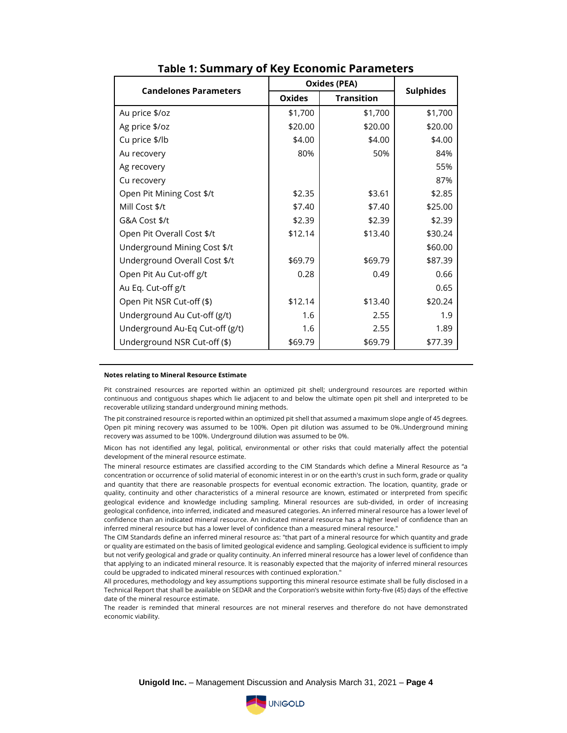### Table 1: Summary of Key Economic Parameters

| Candelones Parameters | Oxides (PEA) | | Sulphides |
|---|---|---|---|
| | Oxides | Transition | |
| Au price $/oz | $1,700 | $1,700 | $1,700 |
| Ag price $/oz | $20.00 | $20.00 | $20.00 |
| Cu price $/lb | $4.00 | $4.00 | $4.00 |
| Au recovery | 80% | 50% | 84% |
| Ag recovery | | | 55% |
| Cu recovery | | | 87% |
| Open Pit Mining Cost $/t | $2.35 | $3.61 | $2.85 |
| Mill Cost $/t | $7.40 | $7.40 | $25.00 |
| G&A Cost $/t | $2.39 | $2.39 | $2.39 |
| Open Pit Overall Cost $/t | $12.14 | $13.40 | $30.24 |
| Underground Mining Cost $/t | | | $60.00 |
| Underground Overall Cost $/t | $69.79 | $69.79 | $87.39 |
| Open Pit Au Cut-off g/t | 0.28 | 0.49 | 0.66 |
| Au Eq. Cut-off g/t | | | 0.65 |
| Open Pit NSR Cut-off ($) | $12.14 | $13.40 | $20.24 |
| Underground Au Cut-off (g/t) | 1.6 | 2.55 | 1.9 |
| Underground Au-Eq Cut-off (g/t) | 1.6 | 2.55 | 1.89 |
| Underground NSR Cut-off ($) | $69.79 | $69.79 | $77.39 |

**Notes relating to Mineral Resource Estimate**

Pit constrained resources are reported within an optimized pit shell; underground resources are reported within continuous and contiguous shapes which lie adjacent to and below the ultimate open pit shell and interpreted to be recoverable utilizing standard underground mining methods.

The pit constrained resource is reported within an optimized pit shell that assumed a maximum slope angle of 45 degrees. Open pit mining recovery was assumed to be 100%. Open pit dilution was assumed to be 0%..Underground mining recovery was assumed to be 100%. Underground dilution was assumed to be 0%.

Micon has not identified any legal, political, environmental or other risks that could materially affect the potential development of the mineral resource estimate.

The mineral resource estimates are classified according to the CIM Standards which define a Mineral Resource as "a concentration or occurrence of solid material of economic interest in or on the earth's crust in such form, grade or quality and quantity that there are reasonable prospects for eventual economic extraction. The location, quantity, grade or quality, continuity and other characteristics of a mineral resource are known, estimated or interpreted from specific geological evidence and knowledge including sampling. Mineral resources are sub-divided, in order of increasing geological confidence, into inferred, indicated and measured categories. An inferred mineral resource has a lower level of confidence than an indicated mineral resource. An indicated mineral resource has a higher level of confidence than an inferred mineral resource but has a lower level of confidence than a measured mineral resource."

The CIM Standards define an inferred mineral resource as: "that part of a mineral resource for which quantity and grade or quality are estimated on the basis of limited geological evidence and sampling. Geological evidence is sufficient to imply but not verify geological and grade or quality continuity. An inferred mineral resource has a lower level of confidence than that applying to an indicated mineral resource. It is reasonably expected that the majority of inferred mineral resources could be upgraded to indicated mineral resources with continued exploration."

All procedures, methodology and key assumptions supporting this mineral resource estimate shall be fully disclosed in a Technical Report that shall be available on SEDAR and the Corporation's website within forty-five (45) days of the effective date of the mineral resource estimate.

The reader is reminded that mineral resources are not mineral reserves and therefore do not have demonstrated economic viability.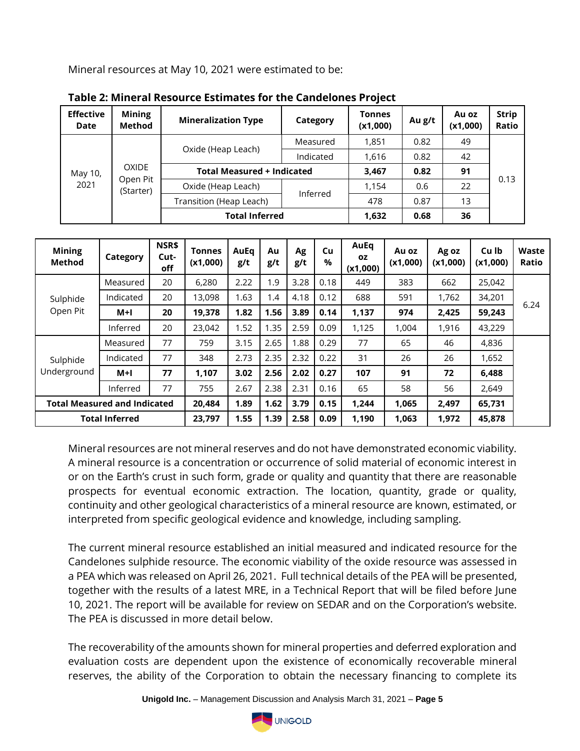Mineral resources at May 10, 2021 were estimated to be:

**Table 2: Mineral Resource Estimates for the Candelones Project**

| Effective Date | Mining Method | Mineralization Type | Category | Tonnes (x1,000) | Au g/t | Au oz (x1,000) | Strip Ratio |
|---|---|---|---|---|---|---|---|
| May 10, 2021 | OXIDE Open Pit (Starter) | Oxide (Heap Leach) | Measured | 1,851 | 0.82 | 49 | 0.13 |
| | | | Indicated | 1,616 | 0.82 | 42 | |
| | | **Total Measured + Indicated** | | **3,467** | **0.82** | **91** | |
| | | Oxide (Heap Leach) | Inferred | 1,154 | 0.6 | 22 | |
| | | Transition (Heap Leach) | | 478 | 0.87 | 13 | |
| | | **Total Inferred** | | **1,632** | **0.68** | **36** | |

| Mining Method | Category | NSR$ Cut-off | Tonnes (x1,000) | AuEq g/t | Au g/t | Ag g/t | Cu % | AuEq oz (x1,000) | Au oz (x1,000) | Ag oz (x1,000) | Cu lb (x1,000) | Waste Ratio |
|---|---|---|---|---|---|---|---|---|---|---|---|---|
| Sulphide Open Pit | Measured | 20 | 6,280 | 2.22 | 1.9 | 3.28 | 0.18 | 449 | 383 | 662 | 25,042 | 6.24 |
| | Indicated | 20 | 13,098 | 1.63 | 1.4 | 4.18 | 0.12 | 688 | 591 | 1,762 | 34,201 | |
| | **M+I** | **20** | **19,378** | **1.82** | **1.56** | **3.89** | **0.14** | **1,137** | **974** | **2,425** | **59,243** | |
| | Inferred | 20 | 23,042 | 1.52 | 1.35 | 2.59 | 0.09 | 1,125 | 1,004 | 1,916 | 43,229 | |
| Sulphide Underground | Measured | 77 | 759 | 3.15 | 2.65 | 1.88 | 0.29 | 77 | 65 | 46 | 4,836 | |
| | Indicated | 77 | 348 | 2.73 | 2.35 | 2.32 | 0.22 | 31 | 26 | 26 | 1,652 | |
| | **M+I** | **77** | **1,107** | **3.02** | **2.56** | **2.02** | **0.27** | **107** | **91** | **72** | **6,488** | |
| | Inferred | 77 | 755 | 2.67 | 2.38 | 2.31 | 0.16 | 65 | 58 | 56 | 2,649 | |
| **Total Measured and Indicated** | | | **20,484** | **1.89** | **1.62** | **3.79** | **0.15** | **1,244** | **1,065** | **2,497** | **65,731** | |
| **Total Inferred** | | | **23,797** | **1.55** | **1.39** | **2.58** | **0.09** | **1,190** | **1,063** | **1,972** | **45,878** | |

Mineral resources are not mineral reserves and do not have demonstrated economic viability. A mineral resource is a concentration or occurrence of solid material of economic interest in or on the Earth's crust in such form, grade or quality and quantity that there are reasonable prospects for eventual economic extraction. The location, quantity, grade or quality, continuity and other geological characteristics of a mineral resource are known, estimated, or interpreted from specific geological evidence and knowledge, including sampling.

The current mineral resource established an initial measured and indicated resource for the Candelones sulphide resource. The economic viability of the oxide resource was assessed in a PEA which was released on April 26, 2021. Full technical details of the PEA will be presented, together with the results of a latest MRE, in a Technical Report that will be filed before June 10, 2021. The report will be available for review on SEDAR and on the Corporation's website. The PEA is discussed in more detail below.

The recoverability of the amounts shown for mineral properties and deferred exploration and evaluation costs are dependent upon the existence of economically recoverable mineral reserves, the ability of the Corporation to obtain the necessary financing to complete its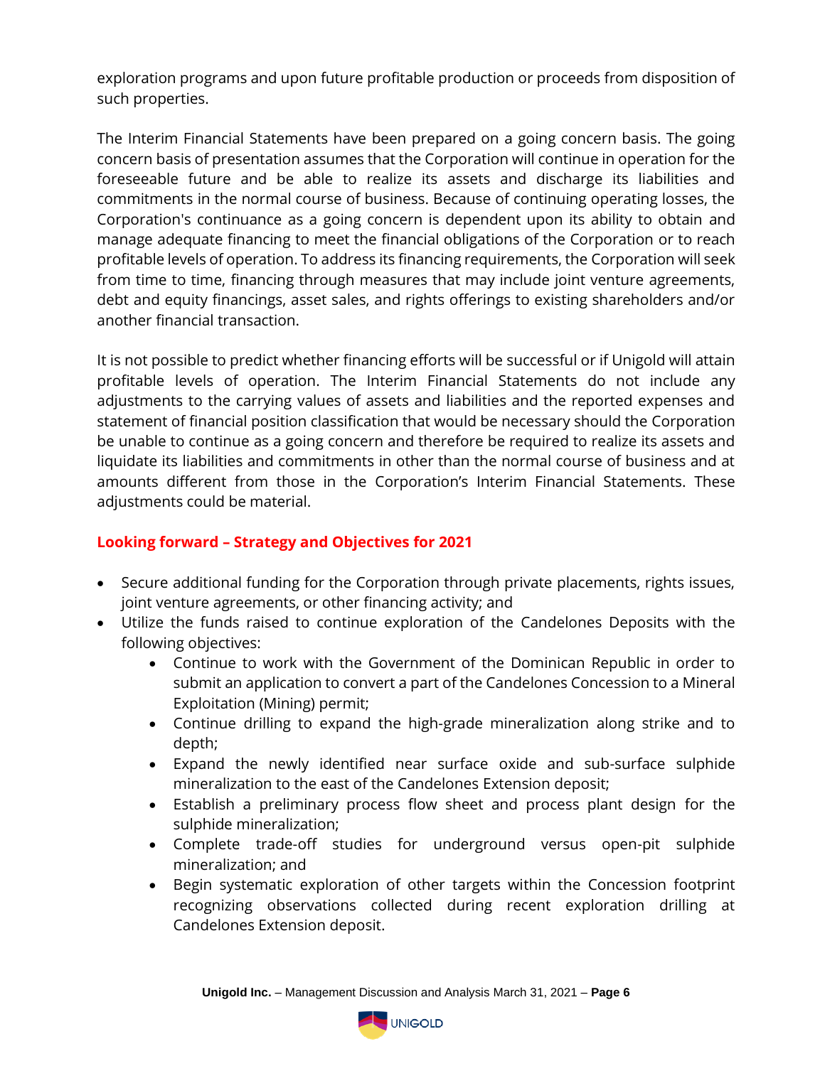exploration programs and upon future profitable production or proceeds from disposition of such properties.

The Interim Financial Statements have been prepared on a going concern basis. The going concern basis of presentation assumes that the Corporation will continue in operation for the foreseeable future and be able to realize its assets and discharge its liabilities and commitments in the normal course of business. Because of continuing operating losses, the Corporation's continuance as a going concern is dependent upon its ability to obtain and manage adequate financing to meet the financial obligations of the Corporation or to reach profitable levels of operation. To address its financing requirements, the Corporation will seek from time to time, financing through measures that may include joint venture agreements, debt and equity financings, asset sales, and rights offerings to existing shareholders and/or another financial transaction.

It is not possible to predict whether financing efforts will be successful or if Unigold will attain profitable levels of operation. The Interim Financial Statements do not include any adjustments to the carrying values of assets and liabilities and the reported expenses and statement of financial position classification that would be necessary should the Corporation be unable to continue as a going concern and therefore be required to realize its assets and liquidate its liabilities and commitments in other than the normal course of business and at amounts different from those in the Corporation's Interim Financial Statements. These adjustments could be material.

## Looking forward – Strategy and Objectives for 2021

- Secure additional funding for the Corporation through private placements, rights issues, joint venture agreements, or other financing activity; and
- Utilize the funds raised to continue exploration of the Candelones Deposits with the following objectives:
  - Continue to work with the Government of the Dominican Republic in order to submit an application to convert a part of the Candelones Concession to a Mineral Exploitation (Mining) permit;
  - Continue drilling to expand the high-grade mineralization along strike and to depth;
  - Expand the newly identified near surface oxide and sub-surface sulphide mineralization to the east of the Candelones Extension deposit;
  - Establish a preliminary process flow sheet and process plant design for the sulphide mineralization;
  - Complete trade-off studies for underground versus open-pit sulphide mineralization; and
  - Begin systematic exploration of other targets within the Concession footprint recognizing observations collected during recent exploration drilling at Candelones Extension deposit.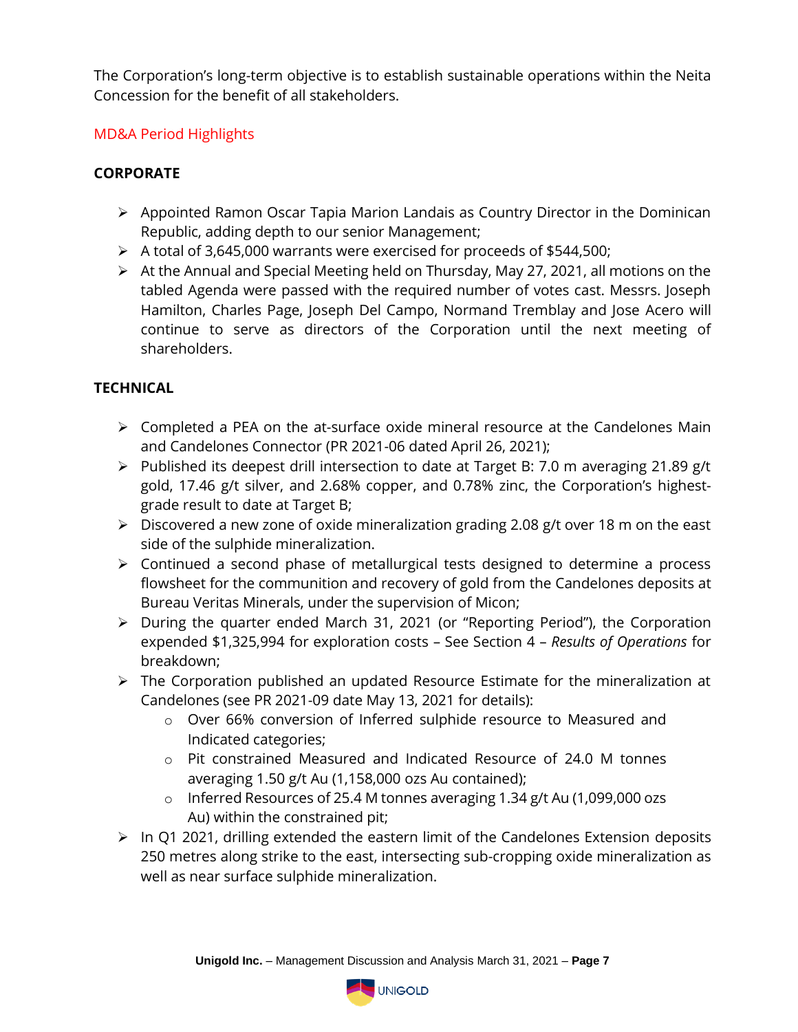The Corporation's long-term objective is to establish sustainable operations within the Neita Concession for the benefit of all stakeholders.

## MD&A Period Highlights

### CORPORATE

- Appointed Ramon Oscar Tapia Marion Landais as Country Director in the Dominican Republic, adding depth to our senior Management;
- A total of 3,645,000 warrants were exercised for proceeds of $544,500;
- At the Annual and Special Meeting held on Thursday, May 27, 2021, all motions on the tabled Agenda were passed with the required number of votes cast. Messrs. Joseph Hamilton, Charles Page, Joseph Del Campo, Normand Tremblay and Jose Acero will continue to serve as directors of the Corporation until the next meeting of shareholders.

### TECHNICAL

- Completed a PEA on the at-surface oxide mineral resource at the Candelones Main and Candelones Connector (PR 2021-06 dated April 26, 2021);
- Published its deepest drill intersection to date at Target B: 7.0 m averaging 21.89 g/t gold, 17.46 g/t silver, and 2.68% copper, and 0.78% zinc, the Corporation's highest-grade result to date at Target B;
- Discovered a new zone of oxide mineralization grading 2.08 g/t over 18 m on the east side of the sulphide mineralization.
- Continued a second phase of metallurgical tests designed to determine a process flowsheet for the communition and recovery of gold from the Candelones deposits at Bureau Veritas Minerals, under the supervision of Micon;
- During the quarter ended March 31, 2021 (or "Reporting Period"), the Corporation expended $1,325,994 for exploration costs – See Section 4 – *Results of Operations* for breakdown;
- The Corporation published an updated Resource Estimate for the mineralization at Candelones (see PR 2021-09 date May 13, 2021 for details):
  - Over 66% conversion of Inferred sulphide resource to Measured and Indicated categories;
  - Pit constrained Measured and Indicated Resource of 24.0 M tonnes averaging 1.50 g/t Au (1,158,000 ozs Au contained);
  - Inferred Resources of 25.4 M tonnes averaging 1.34 g/t Au (1,099,000 ozs Au) within the constrained pit;
- In Q1 2021, drilling extended the eastern limit of the Candelones Extension deposits 250 metres along strike to the east, intersecting sub-cropping oxide mineralization as well as near surface sulphide mineralization.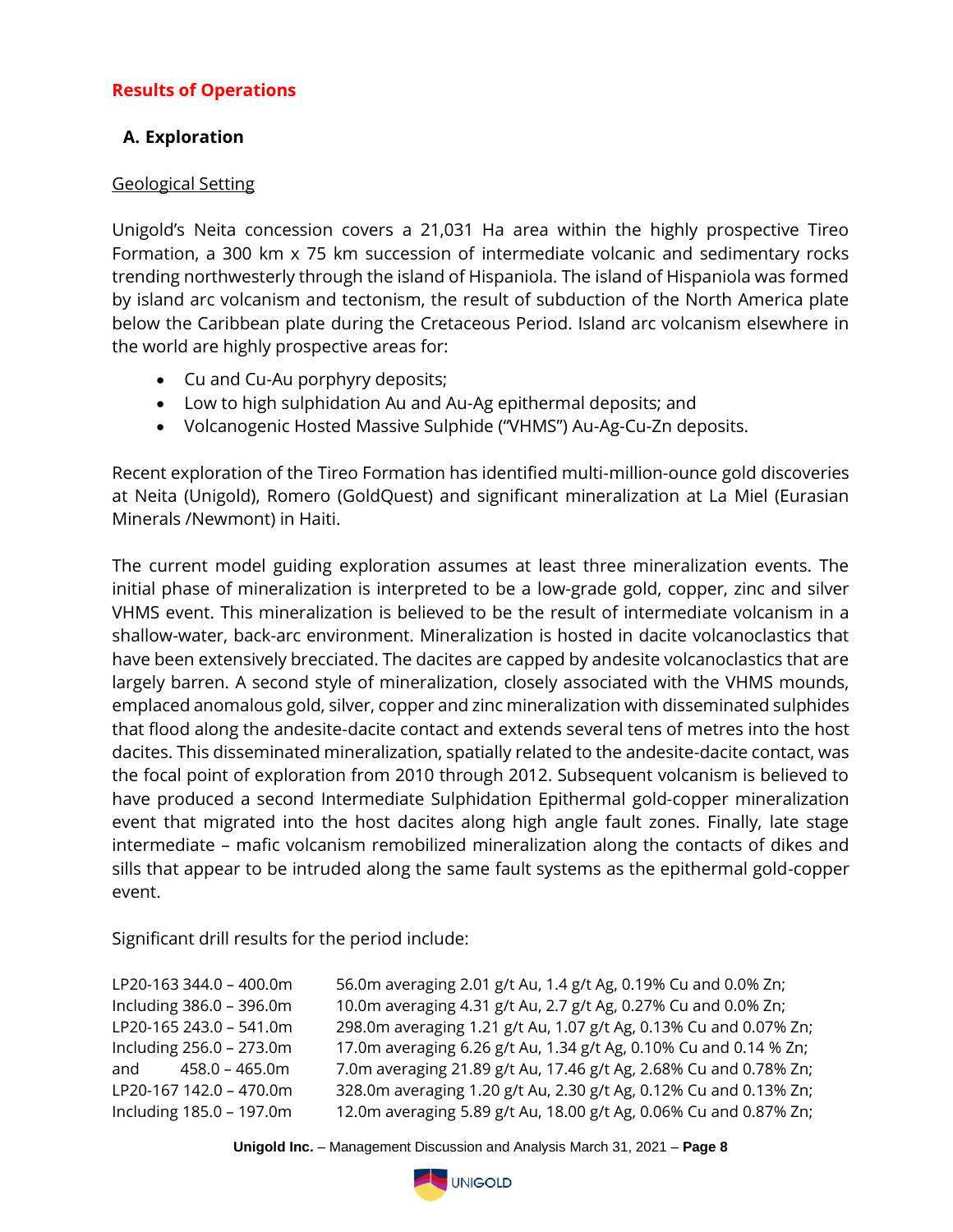## Results of Operations

### A. Exploration

Geological Setting

Unigold's Neita concession covers a 21,031 Ha area within the highly prospective Tireo Formation, a 300 km x 75 km succession of intermediate volcanic and sedimentary rocks trending northwesterly through the island of Hispaniola. The island of Hispaniola was formed by island arc volcanism and tectonism, the result of subduction of the North America plate below the Caribbean plate during the Cretaceous Period. Island arc volcanism elsewhere in the world are highly prospective areas for:

- Cu and Cu-Au porphyry deposits;
- Low to high sulphidation Au and Au-Ag epithermal deposits; and
- Volcanogenic Hosted Massive Sulphide ("VHMS") Au-Ag-Cu-Zn deposits.

Recent exploration of the Tireo Formation has identified multi-million-ounce gold discoveries at Neita (Unigold), Romero (GoldQuest) and significant mineralization at La Miel (Eurasian Minerals /Newmont) in Haiti.

The current model guiding exploration assumes at least three mineralization events. The initial phase of mineralization is interpreted to be a low-grade gold, copper, zinc and silver VHMS event. This mineralization is believed to be the result of intermediate volcanism in a shallow-water, back-arc environment. Mineralization is hosted in dacite volcanoclastics that have been extensively brecciated. The dacites are capped by andesite volcanoclastics that are largely barren. A second style of mineralization, closely associated with the VHMS mounds, emplaced anomalous gold, silver, copper and zinc mineralization with disseminated sulphides that flood along the andesite-dacite contact and extends several tens of metres into the host dacites. This disseminated mineralization, spatially related to the andesite-dacite contact, was the focal point of exploration from 2010 through 2012. Subsequent volcanism is believed to have produced a second Intermediate Sulphidation Epithermal gold-copper mineralization event that migrated into the host dacites along high angle fault zones. Finally, late stage intermediate – mafic volcanism remobilized mineralization along the contacts of dikes and sills that appear to be intruded along the same fault systems as the epithermal gold-copper event.

Significant drill results for the period include:

| | |
|---|---|
| LP20-163 344.0 – 400.0m | 56.0m averaging 2.01 g/t Au, 1.4 g/t Ag, 0.19% Cu and 0.0% Zn; |
| Including 386.0 – 396.0m | 10.0m averaging 4.31 g/t Au, 2.7 g/t Ag, 0.27% Cu and 0.0% Zn; |
| LP20-165 243.0 – 541.0m | 298.0m averaging 1.21 g/t Au, 1.07 g/t Ag, 0.13% Cu and 0.07% Zn; |
| Including 256.0 – 273.0m | 17.0m averaging 6.26 g/t Au, 1.34 g/t Ag, 0.10% Cu and 0.14 % Zn; |
| and 458.0 – 465.0m | 7.0m averaging 21.89 g/t Au, 17.46 g/t Ag, 2.68% Cu and 0.78% Zn; |
| LP20-167 142.0 – 470.0m | 328.0m averaging 1.20 g/t Au, 2.30 g/t Ag, 0.12% Cu and 0.13% Zn; |
| Including 185.0 – 197.0m | 12.0m averaging 5.89 g/t Au, 18.00 g/t Ag, 0.06% Cu and 0.87% Zn; |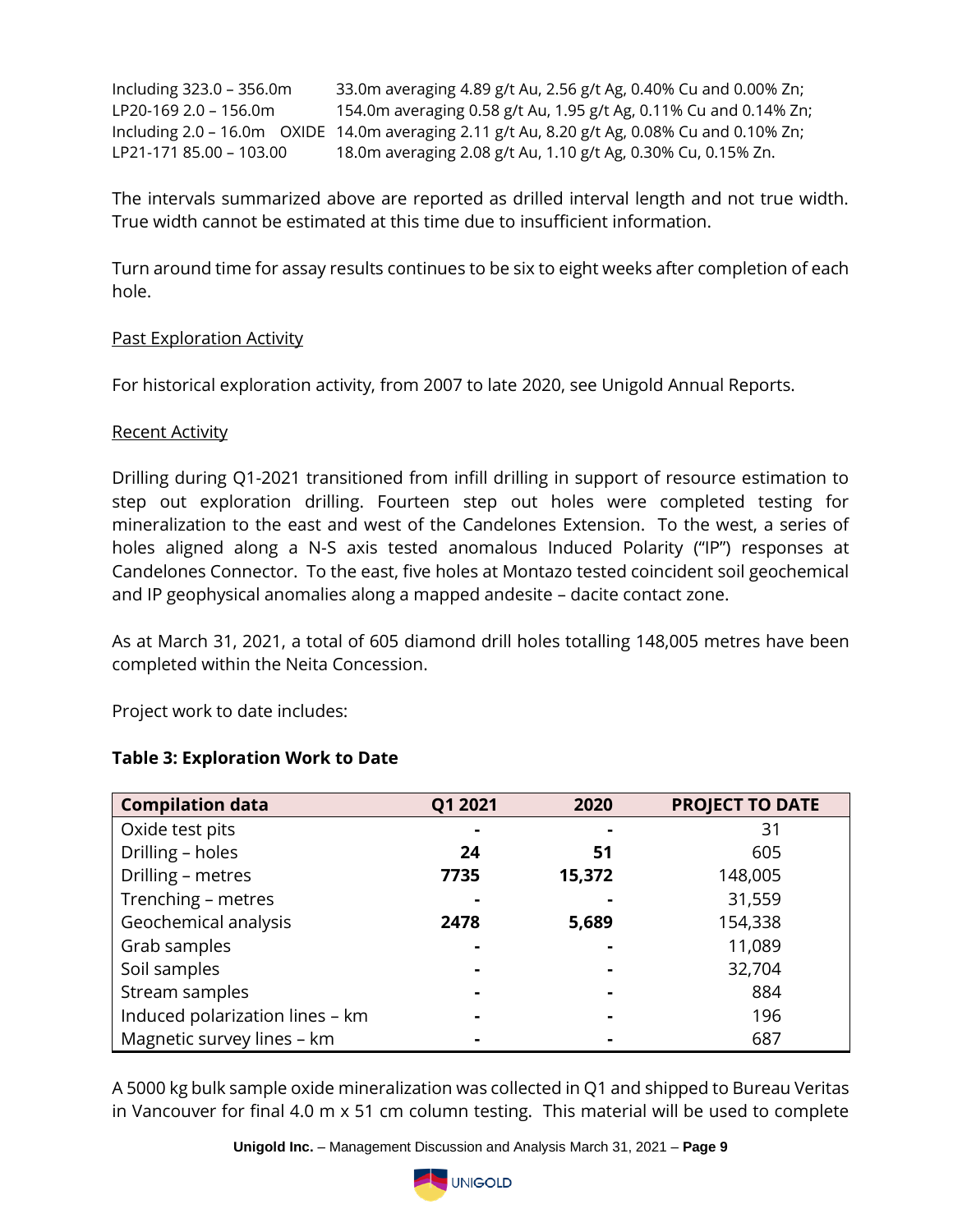Including 323.0 – 356.0m 33.0m averaging 4.89 g/t Au, 2.56 g/t Ag, 0.40% Cu and 0.00% Zn;
LP20-169 2.0 – 156.0m 154.0m averaging 0.58 g/t Au, 1.95 g/t Ag, 0.11% Cu and 0.14% Zn;
Including 2.0 – 16.0m OXIDE 14.0m averaging 2.11 g/t Au, 8.20 g/t Ag, 0.08% Cu and 0.10% Zn;
LP21-171 85.00 – 103.00 18.0m averaging 2.08 g/t Au, 1.10 g/t Ag, 0.30% Cu, 0.15% Zn.

The intervals summarized above are reported as drilled interval length and not true width. True width cannot be estimated at this time due to insufficient information.

Turn around time for assay results continues to be six to eight weeks after completion of each hole.

Past Exploration Activity

For historical exploration activity, from 2007 to late 2020, see Unigold Annual Reports.

Recent Activity

Drilling during Q1-2021 transitioned from infill drilling in support of resource estimation to step out exploration drilling. Fourteen step out holes were completed testing for mineralization to the east and west of the Candelones Extension. To the west, a series of holes aligned along a N-S axis tested anomalous Induced Polarity ("IP") responses at Candelones Connector. To the east, five holes at Montazo tested coincident soil geochemical and IP geophysical anomalies along a mapped andesite – dacite contact zone.

As at March 31, 2021, a total of 605 diamond drill holes totalling 148,005 metres have been completed within the Neita Concession.

Project work to date includes:

**Table 3: Exploration Work to Date**

| Compilation data | Q1 2021 | 2020 | PROJECT TO DATE |
|---|---|---|---|
| Oxide test pits | - | - | 31 |
| Drilling – holes | **24** | **51** | 605 |
| Drilling – metres | **7735** | **15,372** | 148,005 |
| Trenching – metres | - | - | 31,559 |
| Geochemical analysis | **2478** | **5,689** | 154,338 |
| Grab samples | - | - | 11,089 |
| Soil samples | - | - | 32,704 |
| Stream samples | - | - | 884 |
| Induced polarization lines – km | - | - | 196 |
| Magnetic survey lines – km | - | - | 687 |

A 5000 kg bulk sample oxide mineralization was collected in Q1 and shipped to Bureau Veritas in Vancouver for final 4.0 m x 51 cm column testing. This material will be used to complete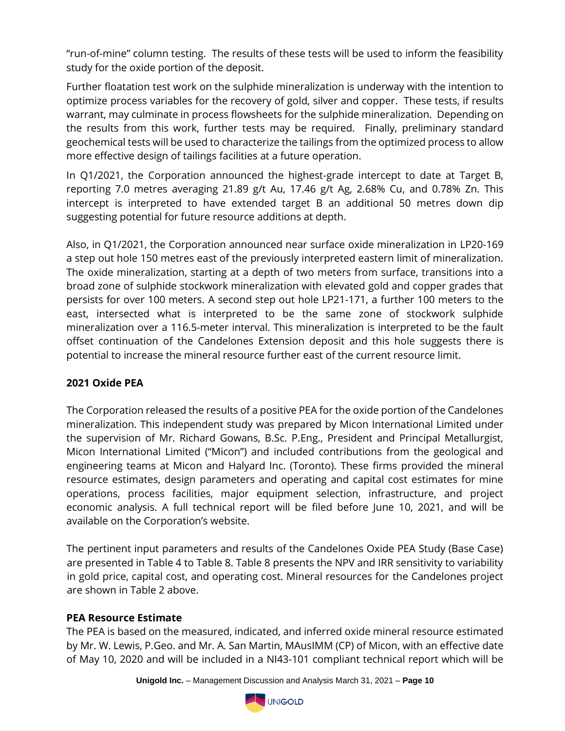"run-of-mine" column testing. The results of these tests will be used to inform the feasibility study for the oxide portion of the deposit.

Further floatation test work on the sulphide mineralization is underway with the intention to optimize process variables for the recovery of gold, silver and copper. These tests, if results warrant, may culminate in process flowsheets for the sulphide mineralization. Depending on the results from this work, further tests may be required. Finally, preliminary standard geochemical tests will be used to characterize the tailings from the optimized process to allow more effective design of tailings facilities at a future operation.

In Q1/2021, the Corporation announced the highest-grade intercept to date at Target B, reporting 7.0 metres averaging 21.89 g/t Au, 17.46 g/t Ag, 2.68% Cu, and 0.78% Zn. This intercept is interpreted to have extended target B an additional 50 metres down dip suggesting potential for future resource additions at depth.

Also, in Q1/2021, the Corporation announced near surface oxide mineralization in LP20-169 a step out hole 150 metres east of the previously interpreted eastern limit of mineralization. The oxide mineralization, starting at a depth of two meters from surface, transitions into a broad zone of sulphide stockwork mineralization with elevated gold and copper grades that persists for over 100 meters. A second step out hole LP21-171, a further 100 meters to the east, intersected what is interpreted to be the same zone of stockwork sulphide mineralization over a 116.5-meter interval. This mineralization is interpreted to be the fault offset continuation of the Candelones Extension deposit and this hole suggests there is potential to increase the mineral resource further east of the current resource limit.

**2021 Oxide PEA**

The Corporation released the results of a positive PEA for the oxide portion of the Candelones mineralization. This independent study was prepared by Micon International Limited under the supervision of Mr. Richard Gowans, B.Sc. P.Eng., President and Principal Metallurgist, Micon International Limited ("Micon") and included contributions from the geological and engineering teams at Micon and Halyard Inc. (Toronto). These firms provided the mineral resource estimates, design parameters and operating and capital cost estimates for mine operations, process facilities, major equipment selection, infrastructure, and project economic analysis. A full technical report will be filed before June 10, 2021, and will be available on the Corporation's website.

The pertinent input parameters and results of the Candelones Oxide PEA Study (Base Case) are presented in Table 4 to Table 8. Table 8 presents the NPV and IRR sensitivity to variability in gold price, capital cost, and operating cost. Mineral resources for the Candelones project are shown in Table 2 above.

**PEA Resource Estimate**

The PEA is based on the measured, indicated, and inferred oxide mineral resource estimated by Mr. W. Lewis, P.Geo. and Mr. A. San Martin, MAusIMM (CP) of Micon, with an effective date of May 10, 2020 and will be included in a NI43-101 compliant technical report which will be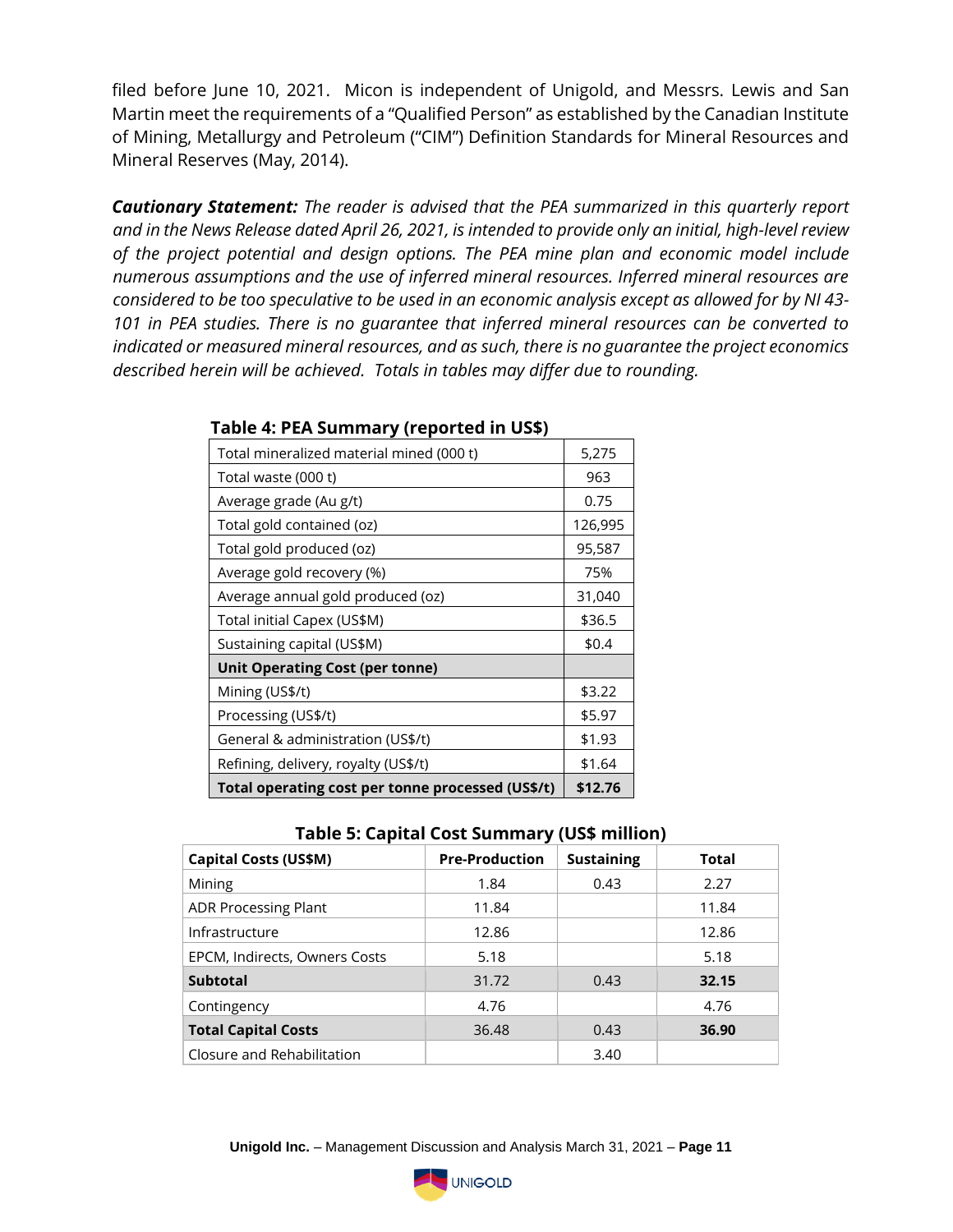filed before June 10, 2021. Micon is independent of Unigold, and Messrs. Lewis and San Martin meet the requirements of a "Qualified Person" as established by the Canadian Institute of Mining, Metallurgy and Petroleum ("CIM") Definition Standards for Mineral Resources and Mineral Reserves (May, 2014).

***Cautionary Statement:*** *The reader is advised that the PEA summarized in this quarterly report and in the News Release dated April 26, 2021, is intended to provide only an initial, high-level review of the project potential and design options. The PEA mine plan and economic model include numerous assumptions and the use of inferred mineral resources. Inferred mineral resources are considered to be too speculative to be used in an economic analysis except as allowed for by NI 43-101 in PEA studies. There is no guarantee that inferred mineral resources can be converted to indicated or measured mineral resources, and as such, there is no guarantee the project economics described herein will be achieved. Totals in tables may differ due to rounding.*

**Table 4: PEA Summary (reported in US$)**

| | |
|---|---|
| Total mineralized material mined (000 t) | 5,275 |
| Total waste (000 t) | 963 |
| Average grade (Au g/t) | 0.75 |
| Total gold contained (oz) | 126,995 |
| Total gold produced (oz) | 95,587 |
| Average gold recovery (%) | 75% |
| Average annual gold produced (oz) | 31,040 |
| Total initial Capex (US$M) | $36.5 |
| Sustaining capital (US$M) | $0.4 |
| **Unit Operating Cost (per tonne)** | |
| Mining (US$/t) | $3.22 |
| Processing (US$/t) | $5.97 |
| General & administration (US$/t) | $1.93 |
| Refining, delivery, royalty (US$/t) | $1.64 |
| **Total operating cost per tonne processed (US$/t)** | **$12.76** |

**Table 5: Capital Cost Summary (US$ million)**

| Capital Costs (US$M) | Pre-Production | Sustaining | Total |
|---|---|---|---|
| Mining | 1.84 | 0.43 | 2.27 |
| ADR Processing Plant | 11.84 | | 11.84 |
| Infrastructure | 12.86 | | 12.86 |
| EPCM, Indirects, Owners Costs | 5.18 | | 5.18 |
| **Subtotal** | 31.72 | 0.43 | **32.15** |
| Contingency | 4.76 | | 4.76 |
| **Total Capital Costs** | 36.48 | 0.43 | **36.90** |
| Closure and Rehabilitation | | 3.40 | |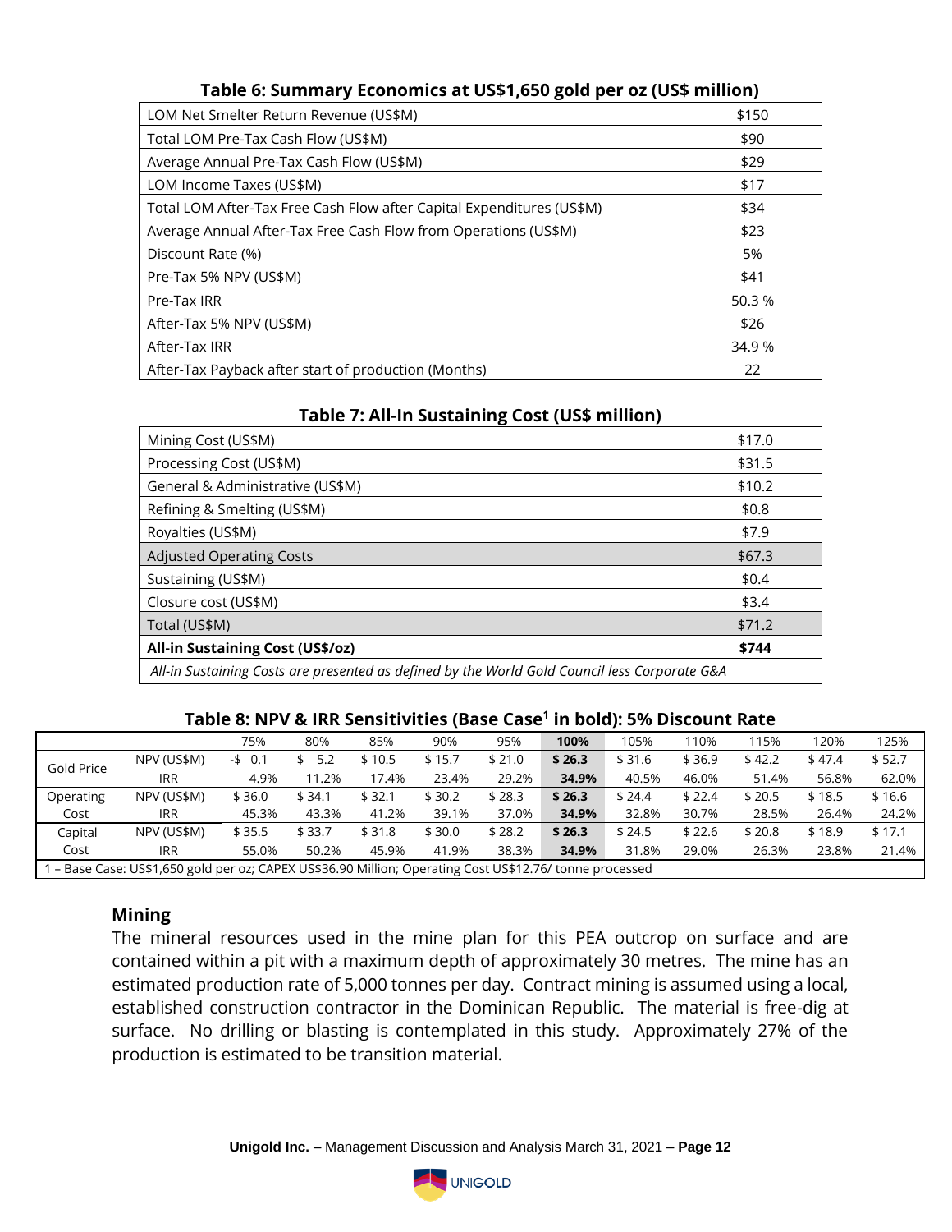**Table 6: Summary Economics at US$1,650 gold per oz (US$ million)**

| | |
|---|---|
| LOM Net Smelter Return Revenue (US$M) | $150 |
| Total LOM Pre-Tax Cash Flow (US$M) | $90 |
| Average Annual Pre-Tax Cash Flow (US$M) | $29 |
| LOM Income Taxes (US$M) | $17 |
| Total LOM After-Tax Free Cash Flow after Capital Expenditures (US$M) | $34 |
| Average Annual After-Tax Free Cash Flow from Operations (US$M) | $23 |
| Discount Rate (%) | 5% |
| Pre-Tax 5% NPV (US$M) | $41 |
| Pre-Tax IRR | 50.3 % |
| After-Tax 5% NPV (US$M) | $26 |
| After-Tax IRR | 34.9 % |
| After-Tax Payback after start of production (Months) | 22 |

**Table 7: All-In Sustaining Cost (US$ million)**

| | |
|---|---|
| Mining Cost (US$M) | $17.0 |
| Processing Cost (US$M) | $31.5 |
| General & Administrative (US$M) | $10.2 |
| Refining & Smelting (US$M) | $0.8 |
| Royalties (US$M) | $7.9 |
| Adjusted Operating Costs | $67.3 |
| Sustaining (US$M) | $0.4 |
| Closure cost (US$M) | $3.4 |
| Total (US$M) | $71.2 |
| **All-in Sustaining Cost (US$/oz)** | **$744** |

*All-in Sustaining Costs are presented as defined by the World Gold Council less Corporate G&A*

**Table 8: NPV & IRR Sensitivities (Base Case[1] in bold): 5% Discount Rate**

| | | 75% | 80% | 85% | 90% | 95% | **100%** | 105% | 110% | 115% | 120% | 125% |
|---|---|---|---|---|---|---|---|---|---|---|---|---|
| Gold Price | NPV (US$M) | -$ 0.1 | $ 5.2 | $ 10.5 | $ 15.7 | $ 21.0 | **$ 26.3** | $ 31.6 | $ 36.9 | $ 42.2 | $ 47.4 | $ 52.7 |
| | IRR | 4.9% | 11.2% | 17.4% | 23.4% | 29.2% | **34.9%** | 40.5% | 46.0% | 51.4% | 56.8% | 62.0% |
| Operating Cost | NPV (US$M) | $ 36.0 | $ 34.1 | $ 32.1 | $ 30.2 | $ 28.3 | **$ 26.3** | $ 24.4 | $ 22.4 | $ 20.5 | $ 18.5 | $ 16.6 |
| | IRR | 45.3% | 43.3% | 41.2% | 39.1% | 37.0% | **34.9%** | 32.8% | 30.7% | 28.5% | 26.4% | 24.2% |
| Capital Cost | NPV (US$M) | $ 35.5 | $ 33.7 | $ 31.8 | $ 30.0 | $ 28.2 | **$ 26.3** | $ 24.5 | $ 22.6 | $ 20.8 | $ 18.9 | $ 17.1 |
| | IRR | 55.0% | 50.2% | 45.9% | 41.9% | 38.3% | **34.9%** | 31.8% | 29.0% | 26.3% | 23.8% | 21.4% |

1 – Base Case: US$1,650 gold per oz; CAPEX US$36.90 Million; Operating Cost US$12.76/ tonne processed

## Mining

The mineral resources used in the mine plan for this PEA outcrop on surface and are contained within a pit with a maximum depth of approximately 30 metres. The mine has an estimated production rate of 5,000 tonnes per day. Contract mining is assumed using a local, established construction contractor in the Dominican Republic. The material is free-dig at surface. No drilling or blasting is contemplated in this study. Approximately 27% of the production is estimated to be transition material.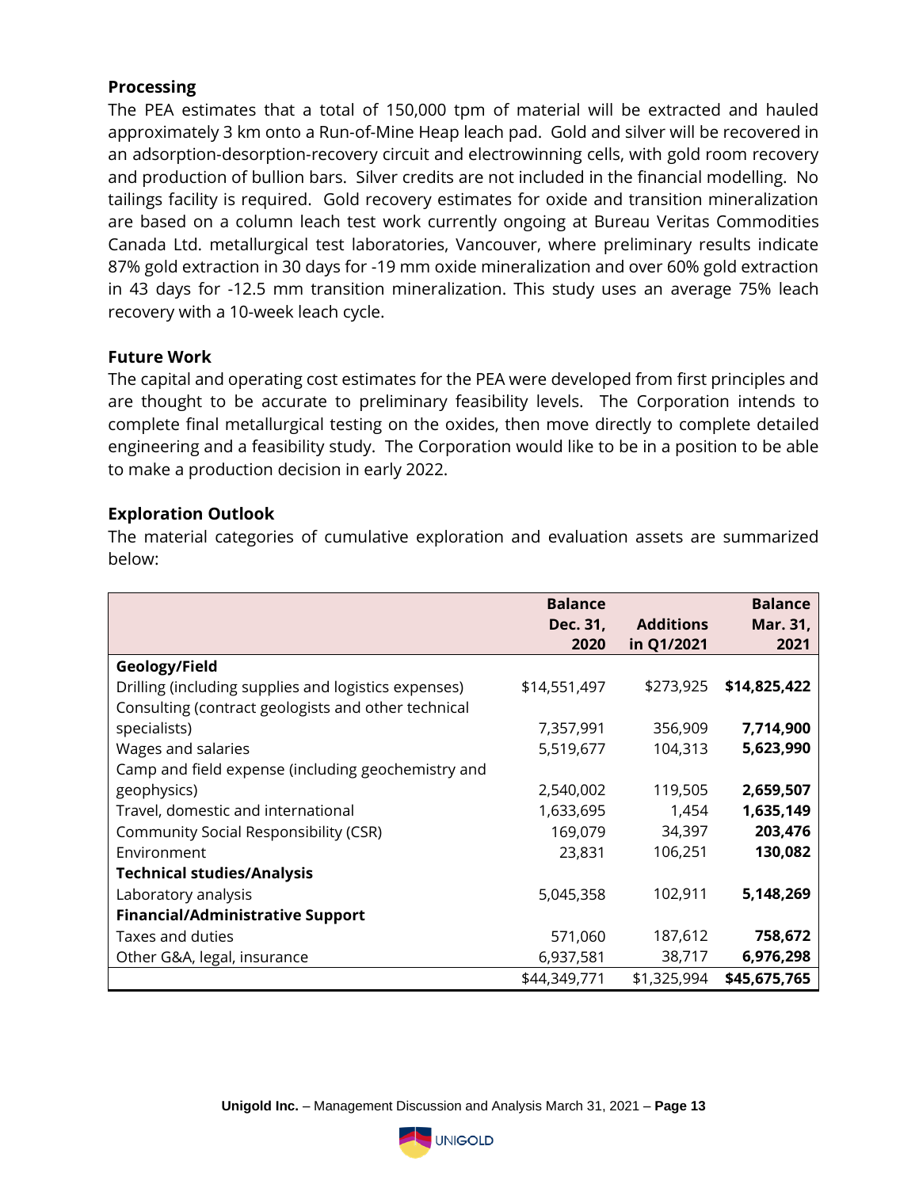### Processing

The PEA estimates that a total of 150,000 tpm of material will be extracted and hauled approximately 3 km onto a Run-of-Mine Heap leach pad. Gold and silver will be recovered in an adsorption-desorption-recovery circuit and electrowinning cells, with gold room recovery and production of bullion bars. Silver credits are not included in the financial modelling. No tailings facility is required. Gold recovery estimates for oxide and transition mineralization are based on a column leach test work currently ongoing at Bureau Veritas Commodities Canada Ltd. metallurgical test laboratories, Vancouver, where preliminary results indicate 87% gold extraction in 30 days for -19 mm oxide mineralization and over 60% gold extraction in 43 days for -12.5 mm transition mineralization. This study uses an average 75% leach recovery with a 10-week leach cycle.

### Future Work

The capital and operating cost estimates for the PEA were developed from first principles and are thought to be accurate to preliminary feasibility levels. The Corporation intends to complete final metallurgical testing on the oxides, then move directly to complete detailed engineering and a feasibility study. The Corporation would like to be in a position to be able to make a production decision in early 2022.

### Exploration Outlook

The material categories of cumulative exploration and evaluation assets are summarized below:

| | Balance Dec. 31, 2020 | Additions in Q1/2021 | Balance Mar. 31, 2021 |
|---|---|---|---|
| **Geology/Field** | | | |
| Drilling (including supplies and logistics expenses) | $14,551,497 | $273,925 | **$14,825,422** |
| Consulting (contract geologists and other technical specialists) | 7,357,991 | 356,909 | **7,714,900** |
| Wages and salaries | 5,519,677 | 104,313 | **5,623,990** |
| Camp and field expense (including geochemistry and geophysics) | 2,540,002 | 119,505 | **2,659,507** |
| Travel, domestic and international | 1,633,695 | 1,454 | **1,635,149** |
| Community Social Responsibility (CSR) | 169,079 | 34,397 | **203,476** |
| Environment | 23,831 | 106,251 | **130,082** |
| **Technical studies/Analysis** | | | |
| Laboratory analysis | 5,045,358 | 102,911 | **5,148,269** |
| **Financial/Administrative Support** | | | |
| Taxes and duties | 571,060 | 187,612 | **758,672** |
| Other G&A, legal, insurance | 6,937,581 | 38,717 | **6,976,298** |
| | $44,349,771 | $1,325,994 | **$45,675,765** |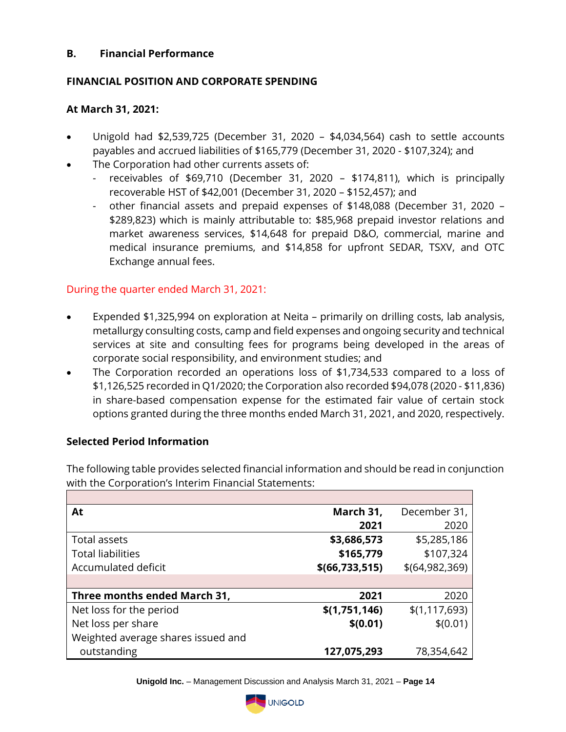## B. Financial Performance

### FINANCIAL POSITION AND CORPORATE SPENDING

**At March 31, 2021:**

- Unigold had $2,539,725 (December 31, 2020 – $4,034,564) cash to settle accounts payables and accrued liabilities of $165,779 (December 31, 2020 - $107,324); and
- The Corporation had other currents assets of:
  - receivables of $69,710 (December 31, 2020 – $174,811), which is principally recoverable HST of $42,001 (December 31, 2020 – $152,457); and
  - other financial assets and prepaid expenses of $148,088 (December 31, 2020 – $289,823) which is mainly attributable to: $85,968 prepaid investor relations and market awareness services, $14,648 for prepaid D&O, commercial, marine and medical insurance premiums, and $14,858 for upfront SEDAR, TSXV, and OTC Exchange annual fees.

During the quarter ended March 31, 2021:

- Expended $1,325,994 on exploration at Neita – primarily on drilling costs, lab analysis, metallurgy consulting costs, camp and field expenses and ongoing security and technical services at site and consulting fees for programs being developed in the areas of corporate social responsibility, and environment studies; and
- The Corporation recorded an operations loss of $1,734,533 compared to a loss of $1,126,525 recorded in Q1/2020; the Corporation also recorded $94,078 (2020 - $11,836) in share-based compensation expense for the estimated fair value of certain stock options granted during the three months ended March 31, 2021, and 2020, respectively.

**Selected Period Information**

The following table provides selected financial information and should be read in conjunction with the Corporation's Interim Financial Statements:

| At | March 31, 2021 | December 31, 2020 |
|---|---|---|
| Total assets | **$3,686,573** | $5,285,186 |
| Total liabilities | **$165,779** | $107,324 |
| Accumulated deficit | **$(66,733,515)** | $(64,982,369) |
| | | |
| **Three months ended March 31,** | **2021** | 2020 |
| Net loss for the period | **$(1,751,146)** | $(1,117,693) |
| Net loss per share | **$(0.01)** | $(0.01) |
| Weighted average shares issued and outstanding | **127,075,293** | 78,354,642 |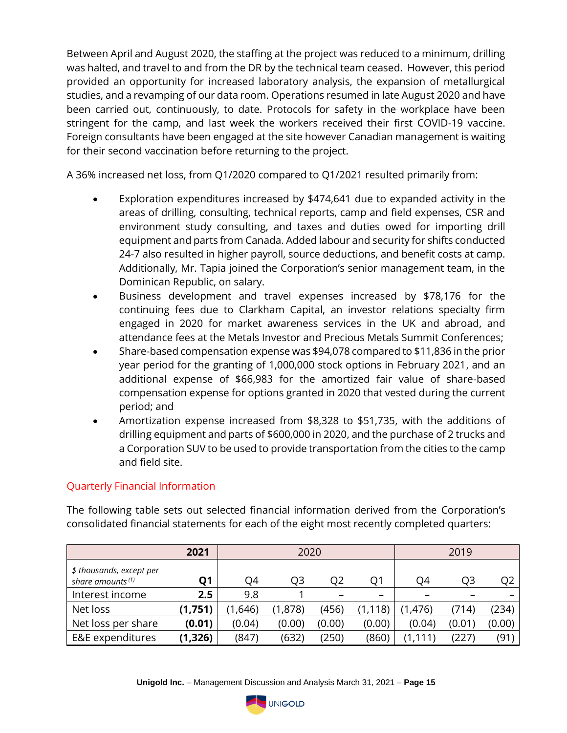Between April and August 2020, the staffing at the project was reduced to a minimum, drilling was halted, and travel to and from the DR by the technical team ceased. However, this period provided an opportunity for increased laboratory analysis, the expansion of metallurgical studies, and a revamping of our data room. Operations resumed in late August 2020 and have been carried out, continuously, to date. Protocols for safety in the workplace have been stringent for the camp, and last week the workers received their first COVID-19 vaccine. Foreign consultants have been engaged at the site however Canadian management is waiting for their second vaccination before returning to the project.

A 36% increased net loss, from Q1/2020 compared to Q1/2021 resulted primarily from:

- Exploration expenditures increased by $474,641 due to expanded activity in the areas of drilling, consulting, technical reports, camp and field expenses, CSR and environment study consulting, and taxes and duties owed for importing drill equipment and parts from Canada. Added labour and security for shifts conducted 24-7 also resulted in higher payroll, source deductions, and benefit costs at camp. Additionally, Mr. Tapia joined the Corporation's senior management team, in the Dominican Republic, on salary.
- Business development and travel expenses increased by $78,176 for the continuing fees due to Clarkham Capital, an investor relations specialty firm engaged in 2020 for market awareness services in the UK and abroad, and attendance fees at the Metals Investor and Precious Metals Summit Conferences;
- Share-based compensation expense was $94,078 compared to $11,836 in the prior year period for the granting of 1,000,000 stock options in February 2021, and an additional expense of $66,983 for the amortized fair value of share-based compensation expense for options granted in 2020 that vested during the current period; and
- Amortization expense increased from $8,328 to $51,735, with the additions of drilling equipment and parts of $600,000 in 2020, and the purchase of 2 trucks and a Corporation SUV to be used to provide transportation from the cities to the camp and field site.

## Quarterly Financial Information

The following table sets out selected financial information derived from the Corporation's consolidated financial statements for each of the eight most recently completed quarters:

| | **2021** | 2020 | | | | 2019 | | |
|---|---|---|---|---|---|---|---|---|
| *$ thousands, except per share amounts [(1)]* | **Q1** | Q4 | Q3 | Q2 | Q1 | Q4 | Q3 | Q2 |
| Interest income | **2.5** | 9.8 | 1 | – | – | – | – | – |
| Net loss | **(1,751)** | (1,646) | (1,878) | (456) | (1,118) | (1,476) | (714) | (234) |
| Net loss per share | **(0.01)** | (0.04) | (0.00) | (0.00) | (0.00) | (0.04) | (0.01) | (0.00) |
| E&E expenditures | **(1,326)** | (847) | (632) | (250) | (860) | (1,111) | (227) | (91) |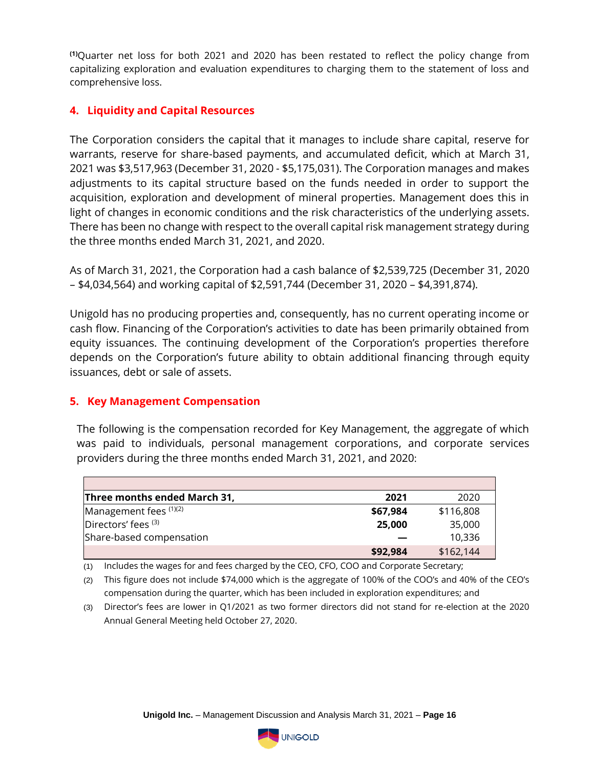[(1)] Quarter net loss for both 2021 and 2020 has been restated to reflect the policy change from capitalizing exploration and evaluation expenditures to charging them to the statement of loss and comprehensive loss.

## 4. Liquidity and Capital Resources

The Corporation considers the capital that it manages to include share capital, reserve for warrants, reserve for share-based payments, and accumulated deficit, which at March 31, 2021 was $3,517,963 (December 31, 2020 - $5,175,031). The Corporation manages and makes adjustments to its capital structure based on the funds needed in order to support the acquisition, exploration and development of mineral properties. Management does this in light of changes in economic conditions and the risk characteristics of the underlying assets. There has been no change with respect to the overall capital risk management strategy during the three months ended March 31, 2021, and 2020.

As of March 31, 2021, the Corporation had a cash balance of $2,539,725 (December 31, 2020 – $4,034,564) and working capital of $2,591,744 (December 31, 2020 – $4,391,874).

Unigold has no producing properties and, consequently, has no current operating income or cash flow. Financing of the Corporation's activities to date has been primarily obtained from equity issuances. The continuing development of the Corporation's properties therefore depends on the Corporation's future ability to obtain additional financing through equity issuances, debt or sale of assets.

## 5. Key Management Compensation

The following is the compensation recorded for Key Management, the aggregate of which was paid to individuals, personal management corporations, and corporate services providers during the three months ended March 31, 2021, and 2020:

| **Three months ended March 31,** | **2021** | 2020 |
|---|---|---|
| Management fees [(1)(2)] | **$67,984** | $116,808 |
| Directors' fees [(3)] | **25,000** | 35,000 |
| Share-based compensation | **—** | 10,336 |
| | **$92,984** | $162,144 |

(1) Includes the wages for and fees charged by the CEO, CFO, COO and Corporate Secretary;

(2) This figure does not include $74,000 which is the aggregate of 100% of the COO's and 40% of the CEO's compensation during the quarter, which has been included in exploration expenditures; and

(3) Director's fees are lower in Q1/2021 as two former directors did not stand for re-election at the 2020 Annual General Meeting held October 27, 2020.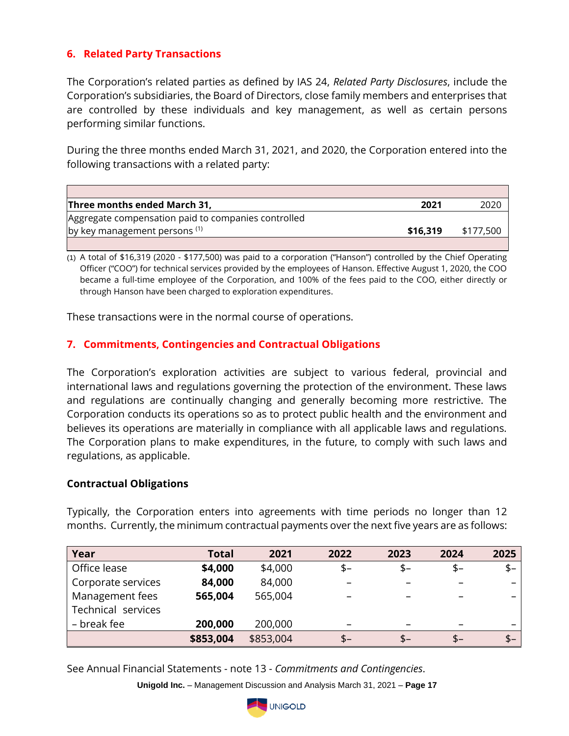## 6. Related Party Transactions

The Corporation's related parties as defined by IAS 24, *Related Party Disclosures*, include the Corporation's subsidiaries, the Board of Directors, close family members and enterprises that are controlled by these individuals and key management, as well as certain persons performing similar functions.

During the three months ended March 31, 2021, and 2020, the Corporation entered into the following transactions with a related party:

| **Three months ended March 31,** | **2021** | 2020 |
|---|---|---|
| Aggregate compensation paid to companies controlled by key management persons [(1)] | **$16,319** | $177,500 |

(1) A total of $16,319 (2020 - $177,500) was paid to a corporation ("Hanson") controlled by the Chief Operating Officer ("COO") for technical services provided by the employees of Hanson. Effective August 1, 2020, the COO became a full-time employee of the Corporation, and 100% of the fees paid to the COO, either directly or through Hanson have been charged to exploration expenditures.

These transactions were in the normal course of operations.

## 7. Commitments, Contingencies and Contractual Obligations

The Corporation's exploration activities are subject to various federal, provincial and international laws and regulations governing the protection of the environment. These laws and regulations are continually changing and generally becoming more restrictive. The Corporation conducts its operations so as to protect public health and the environment and believes its operations are materially in compliance with all applicable laws and regulations. The Corporation plans to make expenditures, in the future, to comply with such laws and regulations, as applicable.

### Contractual Obligations

Typically, the Corporation enters into agreements with time periods no longer than 12 months. Currently, the minimum contractual payments over the next five years are as follows:

| Year | Total | 2021 | 2022 | 2023 | 2024 | 2025 |
|---|---|---|---|---|---|---|
| Office lease | **$4,000** | $4,000 | $– | $– | $– | $– |
| Corporate services | **84,000** | 84,000 | – | – | – | – |
| Management fees | **565,004** | 565,004 | – | – | – | – |
| Technical services – break fee | **200,000** | 200,000 | – | – | – | – |
| | **$853,004** | $853,004 | $– | $– | $– | $– |

See Annual Financial Statements - note 13 - *Commitments and Contingencies*.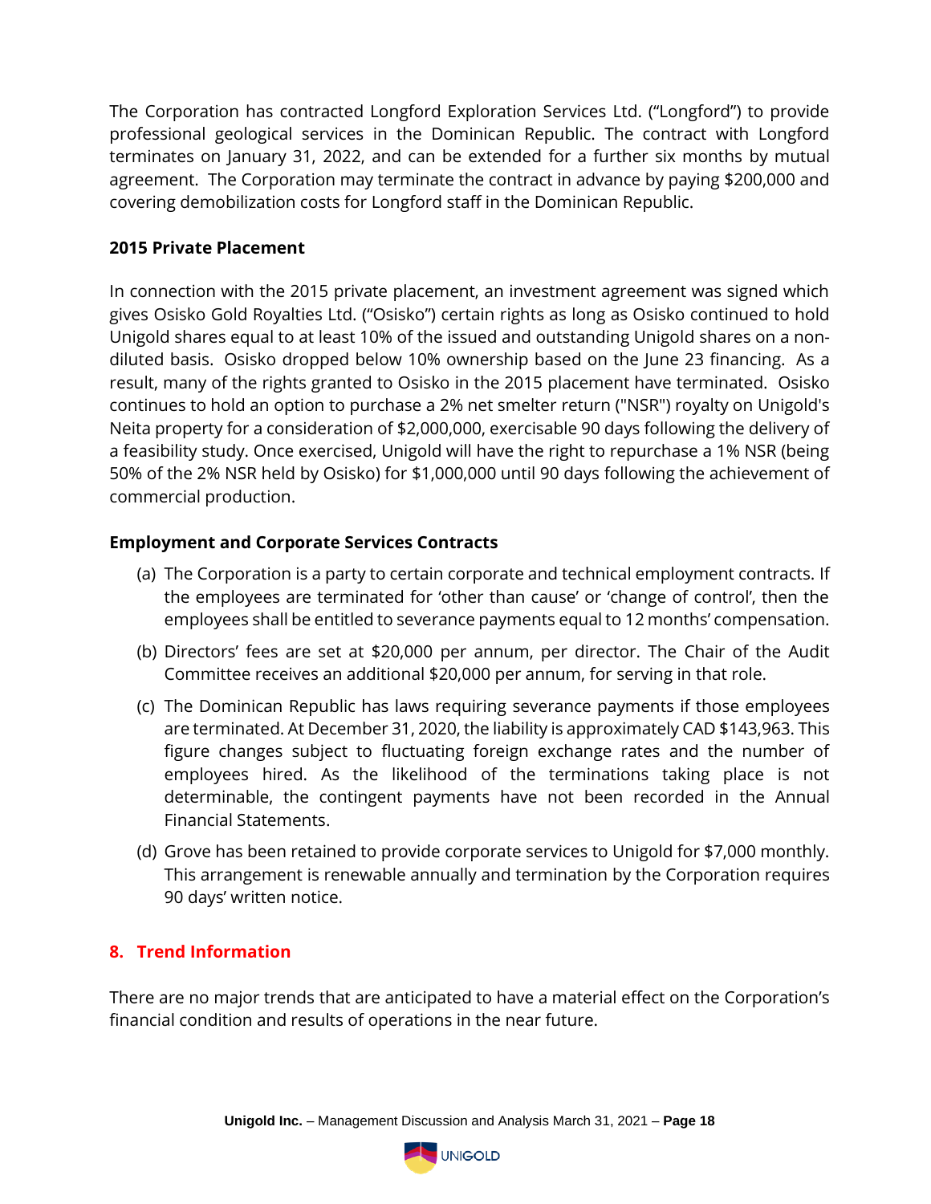The Corporation has contracted Longford Exploration Services Ltd. ("Longford") to provide professional geological services in the Dominican Republic. The contract with Longford terminates on January 31, 2022, and can be extended for a further six months by mutual agreement. The Corporation may terminate the contract in advance by paying $200,000 and covering demobilization costs for Longford staff in the Dominican Republic.

### 2015 Private Placement

In connection with the 2015 private placement, an investment agreement was signed which gives Osisko Gold Royalties Ltd. ("Osisko") certain rights as long as Osisko continued to hold Unigold shares equal to at least 10% of the issued and outstanding Unigold shares on a non-diluted basis. Osisko dropped below 10% ownership based on the June 23 financing. As a result, many of the rights granted to Osisko in the 2015 placement have terminated. Osisko continues to hold an option to purchase a 2% net smelter return ("NSR") royalty on Unigold's Neita property for a consideration of $2,000,000, exercisable 90 days following the delivery of a feasibility study. Once exercised, Unigold will have the right to repurchase a 1% NSR (being 50% of the 2% NSR held by Osisko) for $1,000,000 until 90 days following the achievement of commercial production.

### Employment and Corporate Services Contracts

(a) The Corporation is a party to certain corporate and technical employment contracts. If the employees are terminated for 'other than cause' or 'change of control', then the employees shall be entitled to severance payments equal to 12 months' compensation.

(b) Directors' fees are set at $20,000 per annum, per director. The Chair of the Audit Committee receives an additional $20,000 per annum, for serving in that role.

(c) The Dominican Republic has laws requiring severance payments if those employees are terminated. At December 31, 2020, the liability is approximately CAD $143,963. This figure changes subject to fluctuating foreign exchange rates and the number of employees hired. As the likelihood of the terminations taking place is not determinable, the contingent payments have not been recorded in the Annual Financial Statements.

(d) Grove has been retained to provide corporate services to Unigold for $7,000 monthly. This arrangement is renewable annually and termination by the Corporation requires 90 days' written notice.

## 8. Trend Information

There are no major trends that are anticipated to have a material effect on the Corporation's financial condition and results of operations in the near future.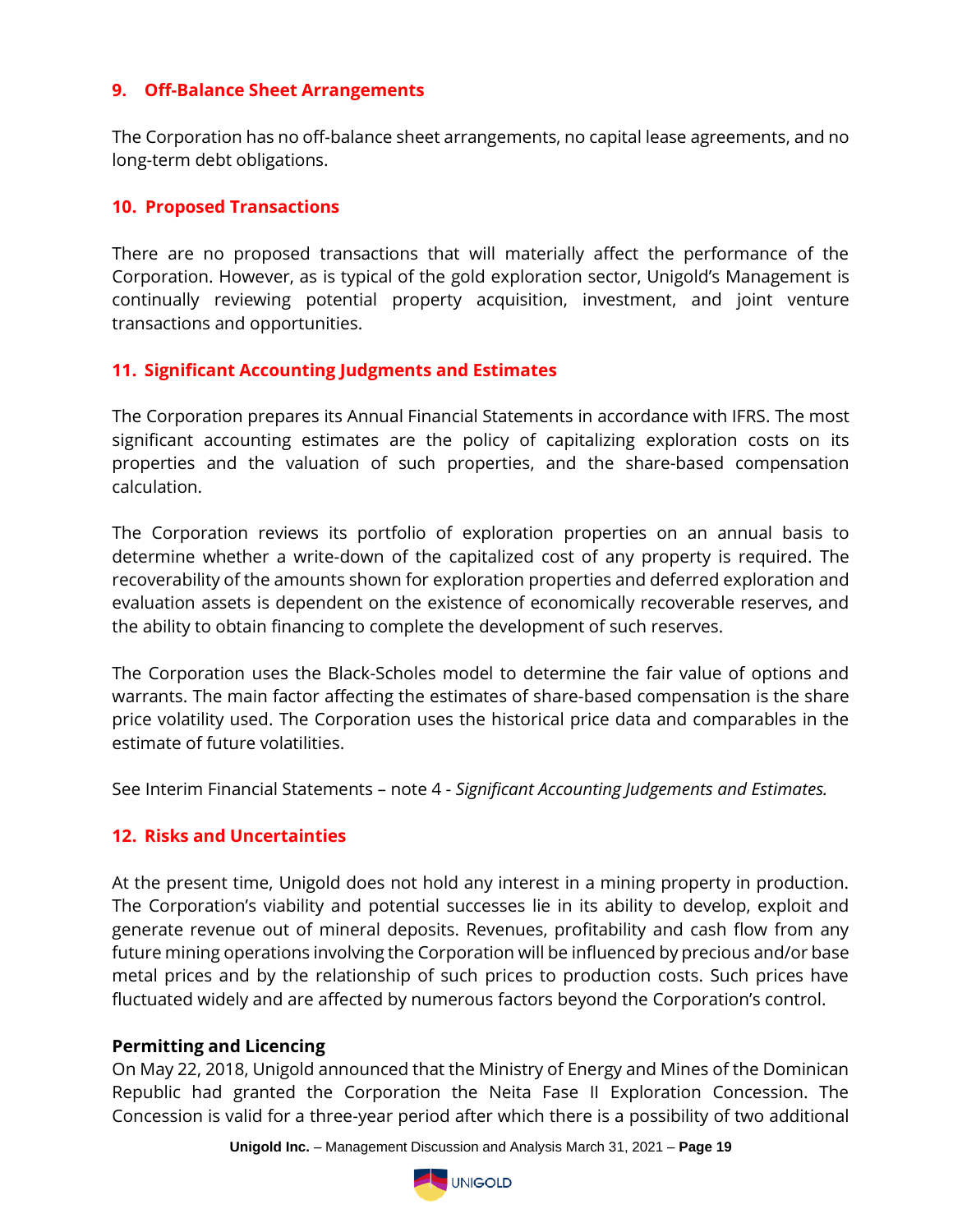## 9. Off-Balance Sheet Arrangements

The Corporation has no off-balance sheet arrangements, no capital lease agreements, and no long-term debt obligations.

## 10. Proposed Transactions

There are no proposed transactions that will materially affect the performance of the Corporation. However, as is typical of the gold exploration sector, Unigold's Management is continually reviewing potential property acquisition, investment, and joint venture transactions and opportunities.

## 11. Significant Accounting Judgments and Estimates

The Corporation prepares its Annual Financial Statements in accordance with IFRS. The most significant accounting estimates are the policy of capitalizing exploration costs on its properties and the valuation of such properties, and the share-based compensation calculation.

The Corporation reviews its portfolio of exploration properties on an annual basis to determine whether a write-down of the capitalized cost of any property is required. The recoverability of the amounts shown for exploration properties and deferred exploration and evaluation assets is dependent on the existence of economically recoverable reserves, and the ability to obtain financing to complete the development of such reserves.

The Corporation uses the Black-Scholes model to determine the fair value of options and warrants. The main factor affecting the estimates of share-based compensation is the share price volatility used. The Corporation uses the historical price data and comparables in the estimate of future volatilities.

See Interim Financial Statements – note 4 - *Significant Accounting Judgements and Estimates.*

## 12. Risks and Uncertainties

At the present time, Unigold does not hold any interest in a mining property in production. The Corporation's viability and potential successes lie in its ability to develop, exploit and generate revenue out of mineral deposits. Revenues, profitability and cash flow from any future mining operations involving the Corporation will be influenced by precious and/or base metal prices and by the relationship of such prices to production costs. Such prices have fluctuated widely and are affected by numerous factors beyond the Corporation's control.

### Permitting and Licencing

On May 22, 2018, Unigold announced that the Ministry of Energy and Mines of the Dominican Republic had granted the Corporation the Neita Fase II Exploration Concession. The Concession is valid for a three-year period after which there is a possibility of two additional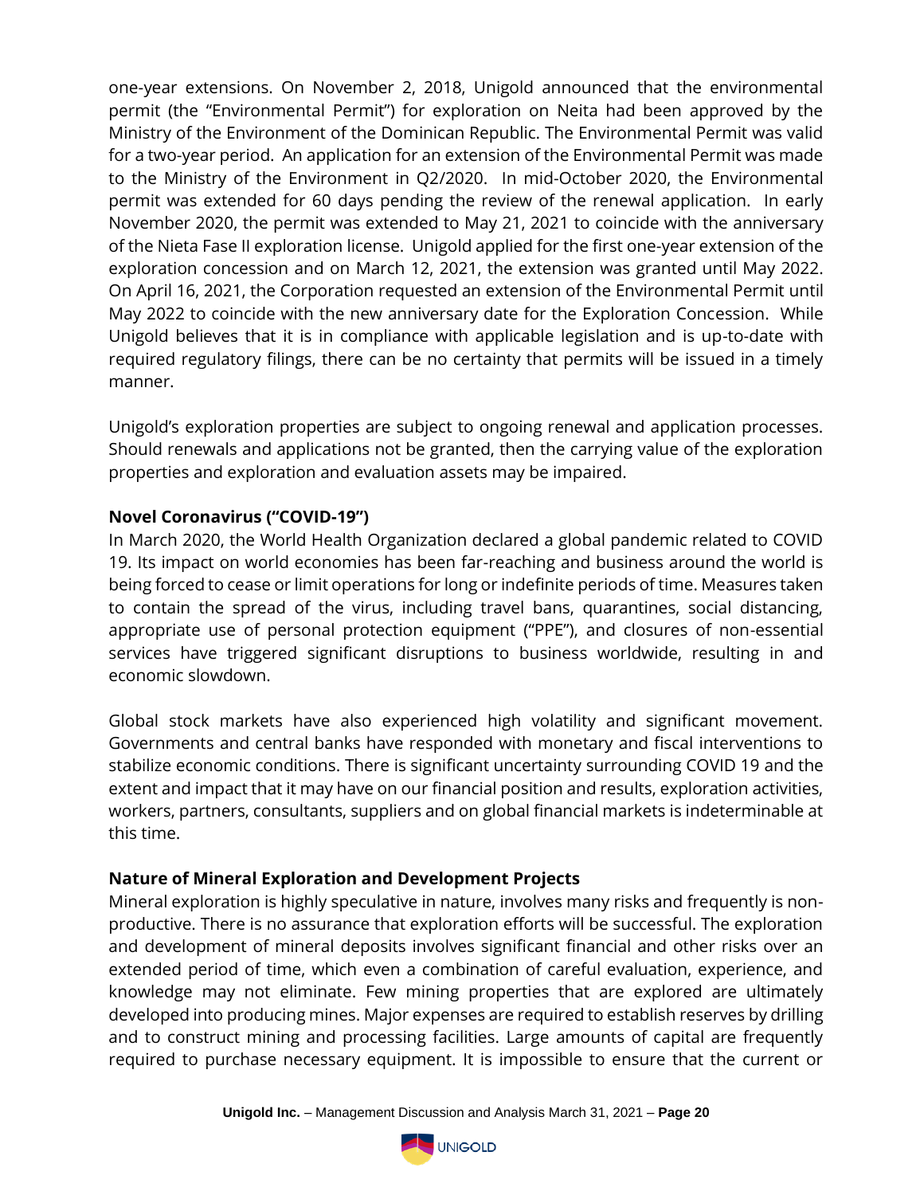one-year extensions. On November 2, 2018, Unigold announced that the environmental permit (the "Environmental Permit") for exploration on Neita had been approved by the Ministry of the Environment of the Dominican Republic. The Environmental Permit was valid for a two-year period. An application for an extension of the Environmental Permit was made to the Ministry of the Environment in Q2/2020. In mid-October 2020, the Environmental permit was extended for 60 days pending the review of the renewal application. In early November 2020, the permit was extended to May 21, 2021 to coincide with the anniversary of the Nieta Fase II exploration license. Unigold applied for the first one-year extension of the exploration concession and on March 12, 2021, the extension was granted until May 2022. On April 16, 2021, the Corporation requested an extension of the Environmental Permit until May 2022 to coincide with the new anniversary date for the Exploration Concession. While Unigold believes that it is in compliance with applicable legislation and is up-to-date with required regulatory filings, there can be no certainty that permits will be issued in a timely manner.

Unigold's exploration properties are subject to ongoing renewal and application processes. Should renewals and applications not be granted, then the carrying value of the exploration properties and exploration and evaluation assets may be impaired.

**Novel Coronavirus ("COVID-19")**

In March 2020, the World Health Organization declared a global pandemic related to COVID 19. Its impact on world economies has been far-reaching and business around the world is being forced to cease or limit operations for long or indefinite periods of time. Measures taken to contain the spread of the virus, including travel bans, quarantines, social distancing, appropriate use of personal protection equipment ("PPE"), and closures of non-essential services have triggered significant disruptions to business worldwide, resulting in and economic slowdown.

Global stock markets have also experienced high volatility and significant movement. Governments and central banks have responded with monetary and fiscal interventions to stabilize economic conditions. There is significant uncertainty surrounding COVID 19 and the extent and impact that it may have on our financial position and results, exploration activities, workers, partners, consultants, suppliers and on global financial markets is indeterminable at this time.

**Nature of Mineral Exploration and Development Projects**

Mineral exploration is highly speculative in nature, involves many risks and frequently is non-productive. There is no assurance that exploration efforts will be successful. The exploration and development of mineral deposits involves significant financial and other risks over an extended period of time, which even a combination of careful evaluation, experience, and knowledge may not eliminate. Few mining properties that are explored are ultimately developed into producing mines. Major expenses are required to establish reserves by drilling and to construct mining and processing facilities. Large amounts of capital are frequently required to purchase necessary equipment. It is impossible to ensure that the current or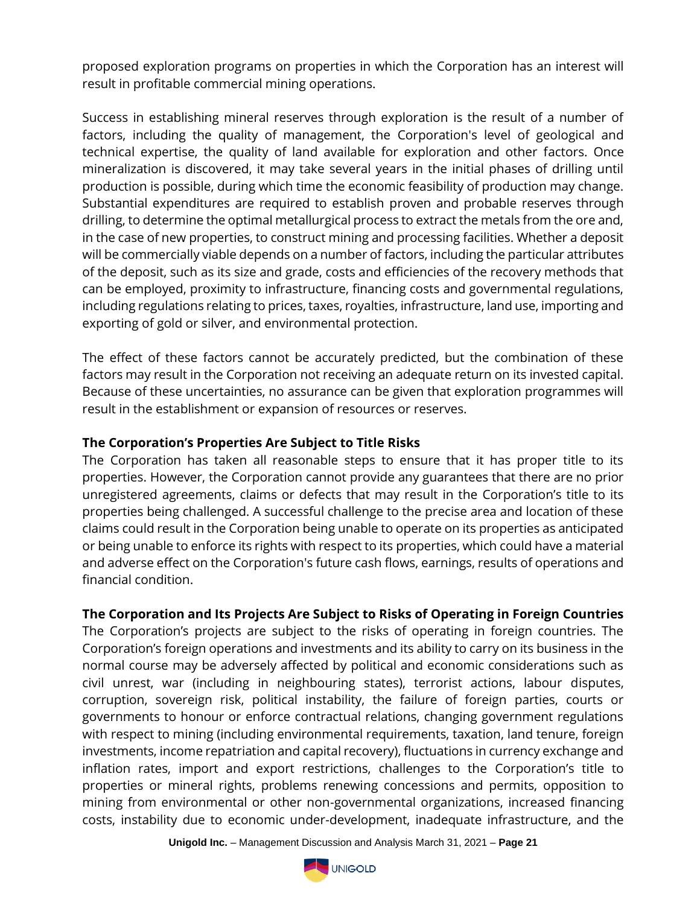proposed exploration programs on properties in which the Corporation has an interest will result in profitable commercial mining operations.

Success in establishing mineral reserves through exploration is the result of a number of factors, including the quality of management, the Corporation's level of geological and technical expertise, the quality of land available for exploration and other factors. Once mineralization is discovered, it may take several years in the initial phases of drilling until production is possible, during which time the economic feasibility of production may change. Substantial expenditures are required to establish proven and probable reserves through drilling, to determine the optimal metallurgical process to extract the metals from the ore and, in the case of new properties, to construct mining and processing facilities. Whether a deposit will be commercially viable depends on a number of factors, including the particular attributes of the deposit, such as its size and grade, costs and efficiencies of the recovery methods that can be employed, proximity to infrastructure, financing costs and governmental regulations, including regulations relating to prices, taxes, royalties, infrastructure, land use, importing and exporting of gold or silver, and environmental protection.

The effect of these factors cannot be accurately predicted, but the combination of these factors may result in the Corporation not receiving an adequate return on its invested capital. Because of these uncertainties, no assurance can be given that exploration programmes will result in the establishment or expansion of resources or reserves.

**The Corporation's Properties Are Subject to Title Risks**

The Corporation has taken all reasonable steps to ensure that it has proper title to its properties. However, the Corporation cannot provide any guarantees that there are no prior unregistered agreements, claims or defects that may result in the Corporation's title to its properties being challenged. A successful challenge to the precise area and location of these claims could result in the Corporation being unable to operate on its properties as anticipated or being unable to enforce its rights with respect to its properties, which could have a material and adverse effect on the Corporation's future cash flows, earnings, results of operations and financial condition.

**The Corporation and Its Projects Are Subject to Risks of Operating in Foreign Countries**

The Corporation's projects are subject to the risks of operating in foreign countries. The Corporation's foreign operations and investments and its ability to carry on its business in the normal course may be adversely affected by political and economic considerations such as civil unrest, war (including in neighbouring states), terrorist actions, labour disputes, corruption, sovereign risk, political instability, the failure of foreign parties, courts or governments to honour or enforce contractual relations, changing government regulations with respect to mining (including environmental requirements, taxation, land tenure, foreign investments, income repatriation and capital recovery), fluctuations in currency exchange and inflation rates, import and export restrictions, challenges to the Corporation's title to properties or mineral rights, problems renewing concessions and permits, opposition to mining from environmental or other non-governmental organizations, increased financing costs, instability due to economic under-development, inadequate infrastructure, and the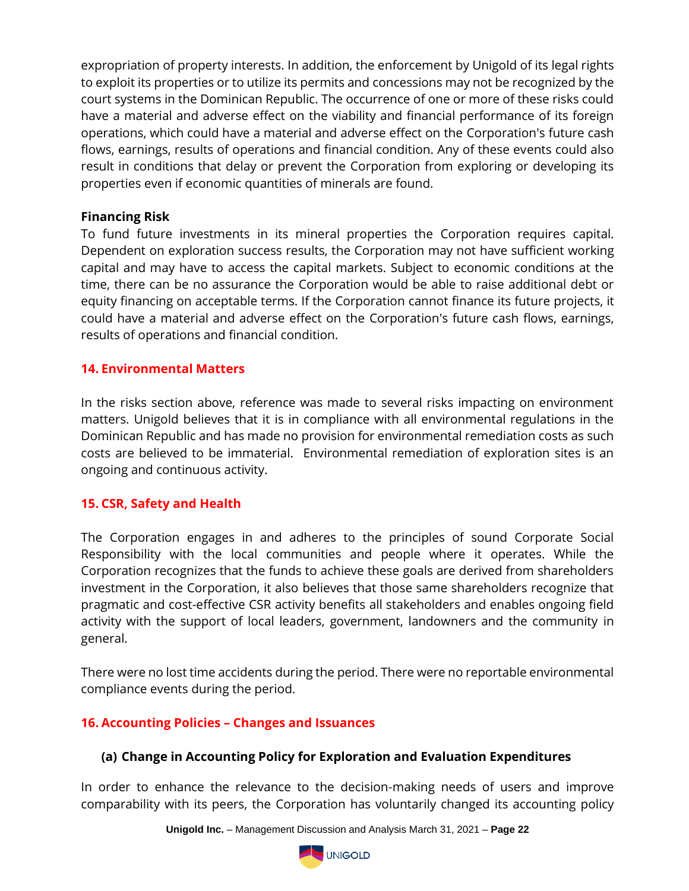expropriation of property interests. In addition, the enforcement by Unigold of its legal rights to exploit its properties or to utilize its permits and concessions may not be recognized by the court systems in the Dominican Republic. The occurrence of one or more of these risks could have a material and adverse effect on the viability and financial performance of its foreign operations, which could have a material and adverse effect on the Corporation's future cash flows, earnings, results of operations and financial condition. Any of these events could also result in conditions that delay or prevent the Corporation from exploring or developing its properties even if economic quantities of minerals are found.

**Financing Risk**
To fund future investments in its mineral properties the Corporation requires capital. Dependent on exploration success results, the Corporation may not have sufficient working capital and may have to access the capital markets. Subject to economic conditions at the time, there can be no assurance the Corporation would be able to raise additional debt or equity financing on acceptable terms. If the Corporation cannot finance its future projects, it could have a material and adverse effect on the Corporation's future cash flows, earnings, results of operations and financial condition.

## 14. Environmental Matters

In the risks section above, reference was made to several risks impacting on environment matters. Unigold believes that it is in compliance with all environmental regulations in the Dominican Republic and has made no provision for environmental remediation costs as such costs are believed to be immaterial. Environmental remediation of exploration sites is an ongoing and continuous activity.

## 15. CSR, Safety and Health

The Corporation engages in and adheres to the principles of sound Corporate Social Responsibility with the local communities and people where it operates. While the Corporation recognizes that the funds to achieve these goals are derived from shareholders investment in the Corporation, it also believes that those same shareholders recognize that pragmatic and cost-effective CSR activity benefits all stakeholders and enables ongoing field activity with the support of local leaders, government, landowners and the community in general.

There were no lost time accidents during the period. There were no reportable environmental compliance events during the period.

## 16. Accounting Policies – Changes and Issuances

### (a) Change in Accounting Policy for Exploration and Evaluation Expenditures

In order to enhance the relevance to the decision-making needs of users and improve comparability with its peers, the Corporation has voluntarily changed its accounting policy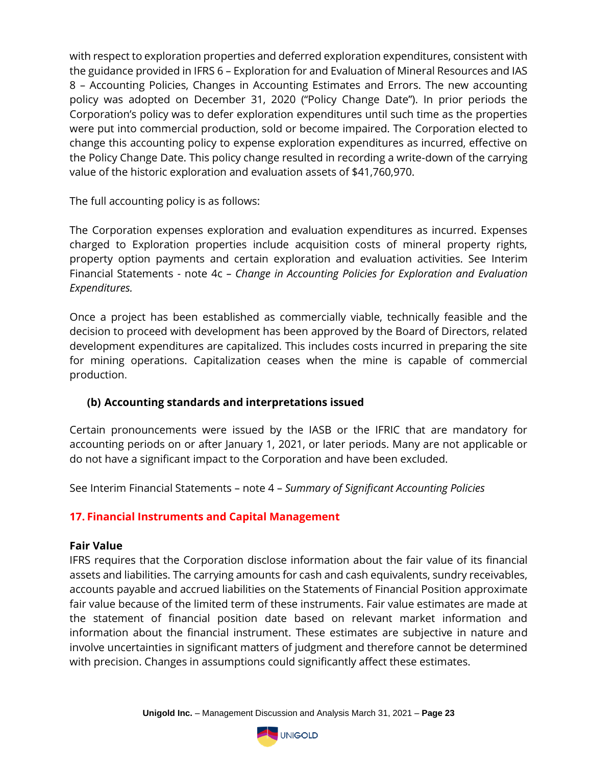with respect to exploration properties and deferred exploration expenditures, consistent with the guidance provided in IFRS 6 – Exploration for and Evaluation of Mineral Resources and IAS 8 – Accounting Policies, Changes in Accounting Estimates and Errors. The new accounting policy was adopted on December 31, 2020 ("Policy Change Date"). In prior periods the Corporation's policy was to defer exploration expenditures until such time as the properties were put into commercial production, sold or become impaired. The Corporation elected to change this accounting policy to expense exploration expenditures as incurred, effective on the Policy Change Date. This policy change resulted in recording a write-down of the carrying value of the historic exploration and evaluation assets of $41,760,970.

The full accounting policy is as follows:

The Corporation expenses exploration and evaluation expenditures as incurred. Expenses charged to Exploration properties include acquisition costs of mineral property rights, property option payments and certain exploration and evaluation activities. See Interim Financial Statements - note 4c – *Change in Accounting Policies for Exploration and Evaluation Expenditures.*

Once a project has been established as commercially viable, technically feasible and the decision to proceed with development has been approved by the Board of Directors, related development expenditures are capitalized. This includes costs incurred in preparing the site for mining operations. Capitalization ceases when the mine is capable of commercial production.

### (b) Accounting standards and interpretations issued

Certain pronouncements were issued by the IASB or the IFRIC that are mandatory for accounting periods on or after January 1, 2021, or later periods. Many are not applicable or do not have a significant impact to the Corporation and have been excluded.

See Interim Financial Statements – note 4 – *Summary of Significant Accounting Policies*

## 17. Financial Instruments and Capital Management

**Fair Value**

IFRS requires that the Corporation disclose information about the fair value of its financial assets and liabilities. The carrying amounts for cash and cash equivalents, sundry receivables, accounts payable and accrued liabilities on the Statements of Financial Position approximate fair value because of the limited term of these instruments. Fair value estimates are made at the statement of financial position date based on relevant market information and information about the financial instrument. These estimates are subjective in nature and involve uncertainties in significant matters of judgment and therefore cannot be determined with precision. Changes in assumptions could significantly affect these estimates.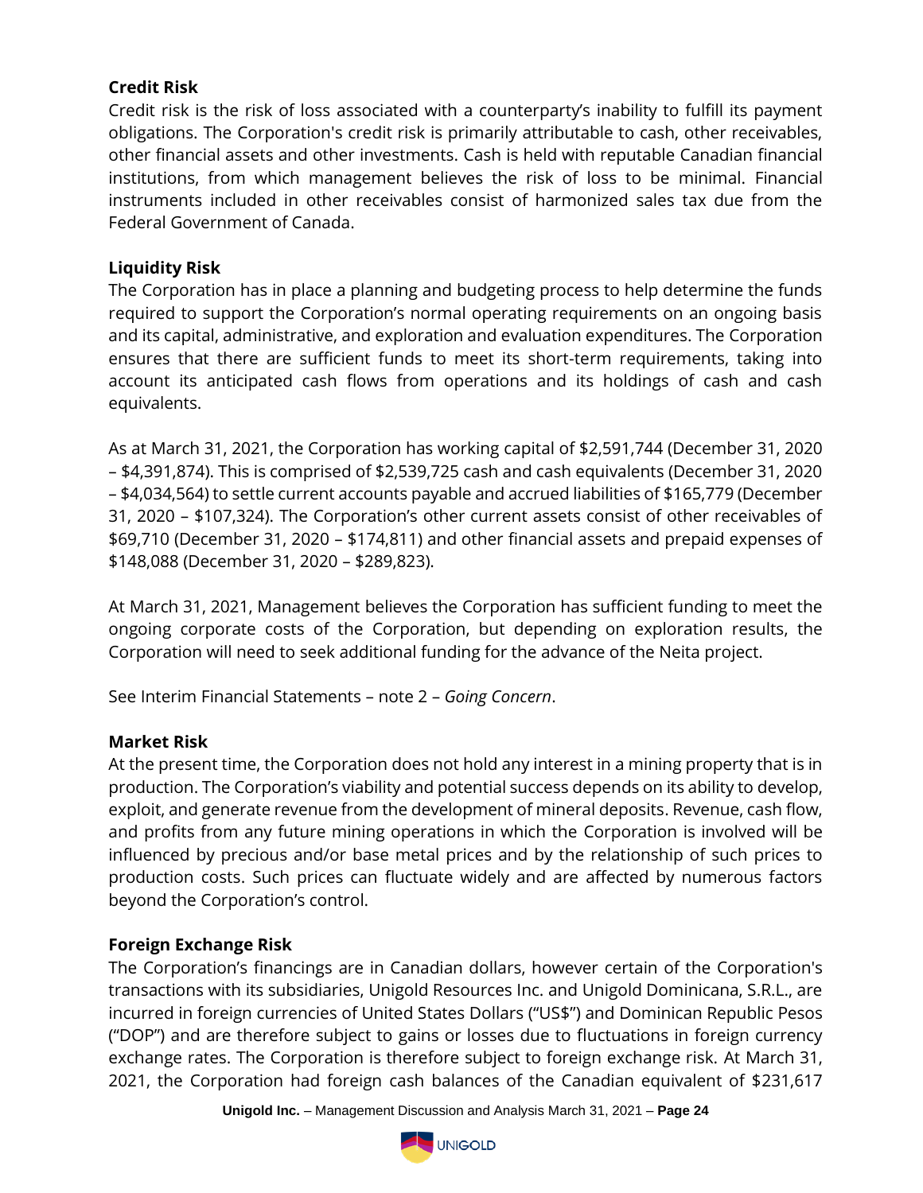### Credit Risk

Credit risk is the risk of loss associated with a counterparty's inability to fulfill its payment obligations. The Corporation's credit risk is primarily attributable to cash, other receivables, other financial assets and other investments. Cash is held with reputable Canadian financial institutions, from which management believes the risk of loss to be minimal. Financial instruments included in other receivables consist of harmonized sales tax due from the Federal Government of Canada.

### Liquidity Risk

The Corporation has in place a planning and budgeting process to help determine the funds required to support the Corporation's normal operating requirements on an ongoing basis and its capital, administrative, and exploration and evaluation expenditures. The Corporation ensures that there are sufficient funds to meet its short-term requirements, taking into account its anticipated cash flows from operations and its holdings of cash and cash equivalents.

As at March 31, 2021, the Corporation has working capital of $2,591,744 (December 31, 2020 – $4,391,874). This is comprised of $2,539,725 cash and cash equivalents (December 31, 2020 – $4,034,564) to settle current accounts payable and accrued liabilities of $165,779 (December 31, 2020 – $107,324). The Corporation's other current assets consist of other receivables of $69,710 (December 31, 2020 – $174,811) and other financial assets and prepaid expenses of $148,088 (December 31, 2020 – $289,823).

At March 31, 2021, Management believes the Corporation has sufficient funding to meet the ongoing corporate costs of the Corporation, but depending on exploration results, the Corporation will need to seek additional funding for the advance of the Neita project.

See Interim Financial Statements – note 2 – *Going Concern*.

### Market Risk

At the present time, the Corporation does not hold any interest in a mining property that is in production. The Corporation's viability and potential success depends on its ability to develop, exploit, and generate revenue from the development of mineral deposits. Revenue, cash flow, and profits from any future mining operations in which the Corporation is involved will be influenced by precious and/or base metal prices and by the relationship of such prices to production costs. Such prices can fluctuate widely and are affected by numerous factors beyond the Corporation's control.

### Foreign Exchange Risk

The Corporation's financings are in Canadian dollars, however certain of the Corporation's transactions with its subsidiaries, Unigold Resources Inc. and Unigold Dominicana, S.R.L., are incurred in foreign currencies of United States Dollars ("US$") and Dominican Republic Pesos ("DOP") and are therefore subject to gains or losses due to fluctuations in foreign currency exchange rates. The Corporation is therefore subject to foreign exchange risk. At March 31, 2021, the Corporation had foreign cash balances of the Canadian equivalent of $231,617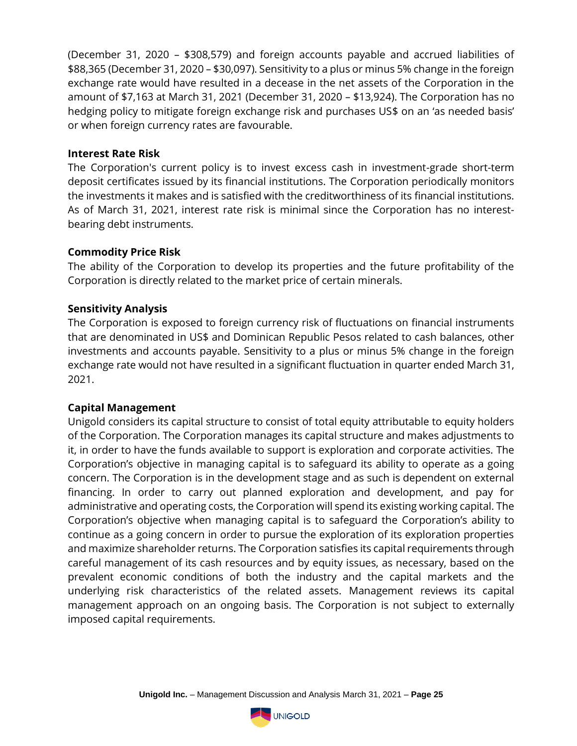(December 31, 2020 – $308,579) and foreign accounts payable and accrued liabilities of $88,365 (December 31, 2020 – $30,097). Sensitivity to a plus or minus 5% change in the foreign exchange rate would have resulted in a decease in the net assets of the Corporation in the amount of $7,163 at March 31, 2021 (December 31, 2020 – $13,924). The Corporation has no hedging policy to mitigate foreign exchange risk and purchases US$ on an 'as needed basis' or when foreign currency rates are favourable.

**Interest Rate Risk**
The Corporation's current policy is to invest excess cash in investment-grade short-term deposit certificates issued by its financial institutions. The Corporation periodically monitors the investments it makes and is satisfied with the creditworthiness of its financial institutions. As of March 31, 2021, interest rate risk is minimal since the Corporation has no interest-bearing debt instruments.

**Commodity Price Risk**
The ability of the Corporation to develop its properties and the future profitability of the Corporation is directly related to the market price of certain minerals.

**Sensitivity Analysis**
The Corporation is exposed to foreign currency risk of fluctuations on financial instruments that are denominated in US$ and Dominican Republic Pesos related to cash balances, other investments and accounts payable. Sensitivity to a plus or minus 5% change in the foreign exchange rate would not have resulted in a significant fluctuation in quarter ended March 31, 2021.

**Capital Management**
Unigold considers its capital structure to consist of total equity attributable to equity holders of the Corporation. The Corporation manages its capital structure and makes adjustments to it, in order to have the funds available to support is exploration and corporate activities. The Corporation's objective in managing capital is to safeguard its ability to operate as a going concern. The Corporation is in the development stage and as such is dependent on external financing. In order to carry out planned exploration and development, and pay for administrative and operating costs, the Corporation will spend its existing working capital. The Corporation's objective when managing capital is to safeguard the Corporation's ability to continue as a going concern in order to pursue the exploration of its exploration properties and maximize shareholder returns. The Corporation satisfies its capital requirements through careful management of its cash resources and by equity issues, as necessary, based on the prevalent economic conditions of both the industry and the capital markets and the underlying risk characteristics of the related assets. Management reviews its capital management approach on an ongoing basis. The Corporation is not subject to externally imposed capital requirements.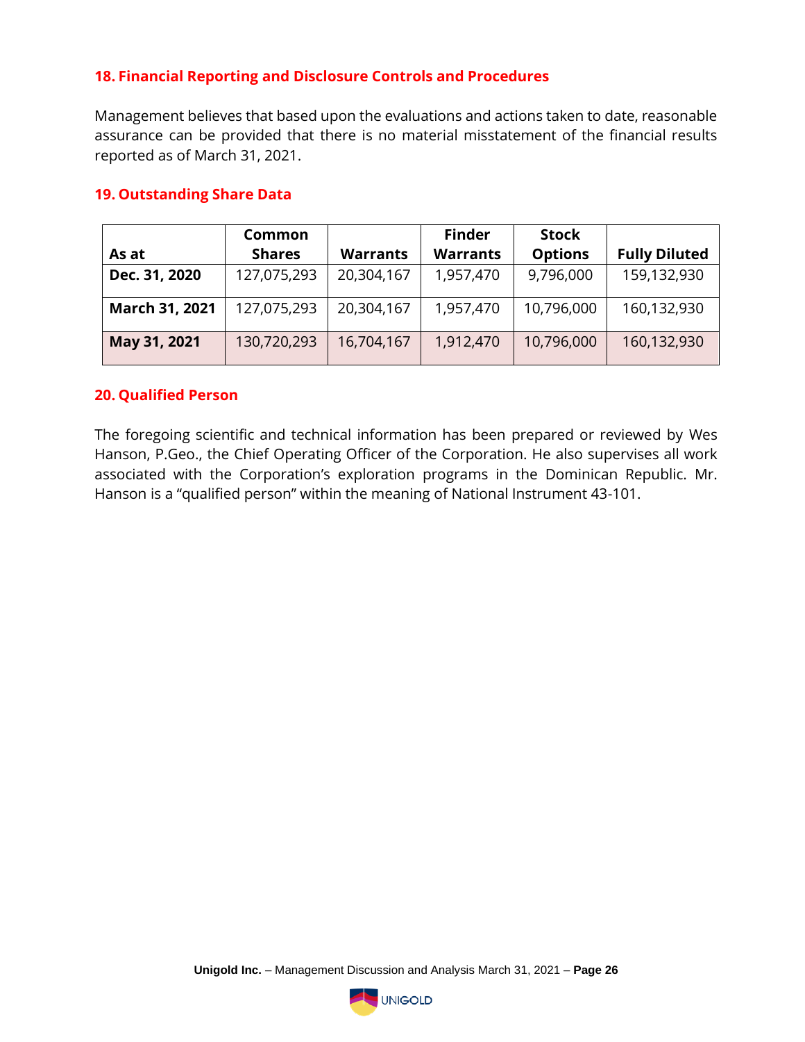## 18. Financial Reporting and Disclosure Controls and Procedures

Management believes that based upon the evaluations and actions taken to date, reasonable assurance can be provided that there is no material misstatement of the financial results reported as of March 31, 2021.

## 19. Outstanding Share Data

| As at | Common Shares | Warrants | Finder Warrants | Stock Options | Fully Diluted |
|---|---|---|---|---|---|
| **Dec. 31, 2020** | 127,075,293 | 20,304,167 | 1,957,470 | 9,796,000 | 159,132,930 |
| **March 31, 2021** | 127,075,293 | 20,304,167 | 1,957,470 | 10,796,000 | 160,132,930 |
| **May 31, 2021** | 130,720,293 | 16,704,167 | 1,912,470 | 10,796,000 | 160,132,930 |

## 20. Qualified Person

The foregoing scientific and technical information has been prepared or reviewed by Wes Hanson, P.Geo., the Chief Operating Officer of the Corporation. He also supervises all work associated with the Corporation's exploration programs in the Dominican Republic. Mr. Hanson is a "qualified person" within the meaning of National Instrument 43-101.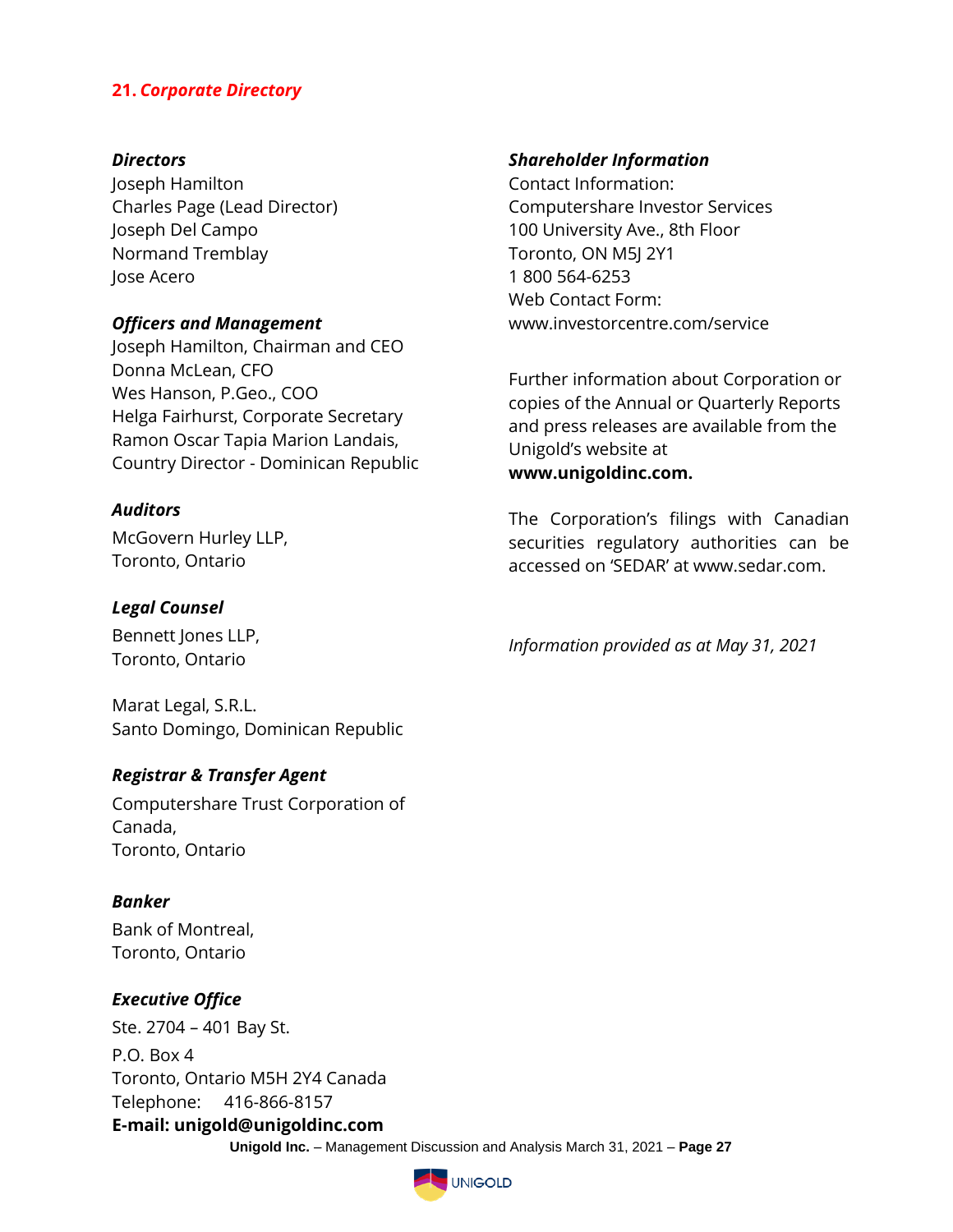## 21. *Corporate Directory*

***Directors***

Joseph Hamilton
Charles Page (Lead Director)
Joseph Del Campo
Normand Tremblay
Jose Acero

***Officers and Management***

Joseph Hamilton, Chairman and CEO
Donna McLean, CFO
Wes Hanson, P.Geo., COO
Helga Fairhurst, Corporate Secretary
Ramon Oscar Tapia Marion Landais, Country Director - Dominican Republic

***Auditors***

McGovern Hurley LLP,
Toronto, Ontario

***Legal Counsel***

Bennett Jones LLP,
Toronto, Ontario

Marat Legal, S.R.L.
Santo Domingo, Dominican Republic

***Registrar & Transfer Agent***

Computershare Trust Corporation of Canada,
Toronto, Ontario

***Banker***

Bank of Montreal,
Toronto, Ontario

***Executive Office***

Ste. 2704 – 401 Bay St.
P.O. Box 4
Toronto, Ontario M5H 2Y4 Canada
Telephone: 416-866-8157
**E-mail: unigold@unigoldinc.com**

***Shareholder Information***

Contact Information:
Computershare Investor Services
100 University Ave., 8th Floor
Toronto, ON M5J 2Y1
1 800 564-6253
Web Contact Form:
www.investorcentre.com/service

Further information about Corporation or copies of the Annual or Quarterly Reports and press releases are available from the Unigold's website at **www.unigoldinc.com.**

The Corporation's filings with Canadian securities regulatory authorities can be accessed on 'SEDAR' at www.sedar.com.

*Information provided as at May 31, 2021*